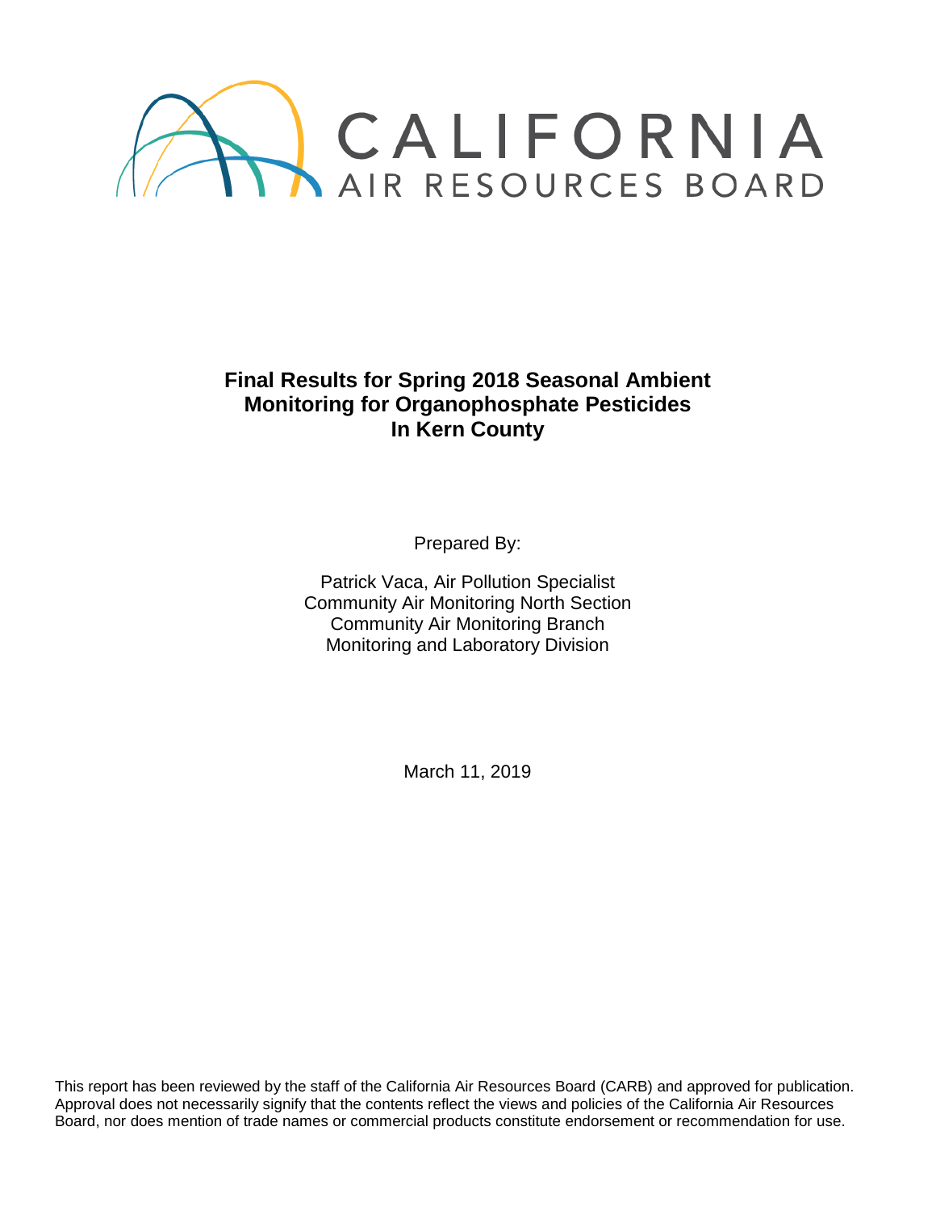CALIFORNIA
AIR RESOURCES BOARD

# Final Results for Spring 2018 Seasonal Ambient Monitoring for Organophosphate Pesticides In Kern County

Prepared By:

Patrick Vaca, Air Pollution Specialist
Community Air Monitoring North Section
Community Air Monitoring Branch
Monitoring and Laboratory Division

March 11, 2019

This report has been reviewed by the staff of the California Air Resources Board (CARB) and approved for publication. Approval does not necessarily signify that the contents reflect the views and policies of the California Air Resources Board, nor does mention of trade names or commercial products constitute endorsement or recommendation for use.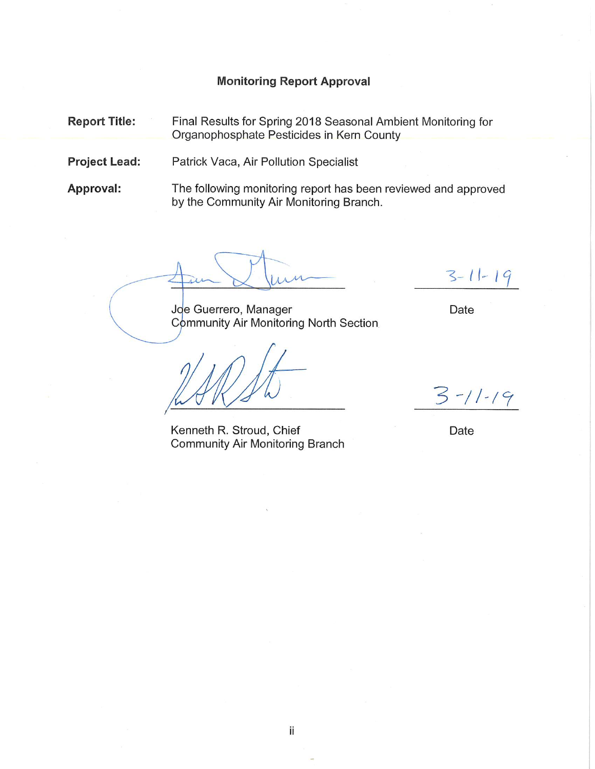## Monitoring Report Approval

**Report Title:** Final Results for Spring 2018 Seasonal Ambient Monitoring for Organophosphate Pesticides in Kern County

**Project Lead:** Patrick Vaca, Air Pollution Specialist

**Approval:** The following monitoring report has been reviewed and approved by the Community Air Monitoring Branch.

| | |
|---|---|
| Joe Guerrero, Manager<br>Community Air Monitoring North Section | 3-11-19<br>Date |
| Kenneth R. Stroud, Chief<br>Community Air Monitoring Branch | 3-11-19<br>Date |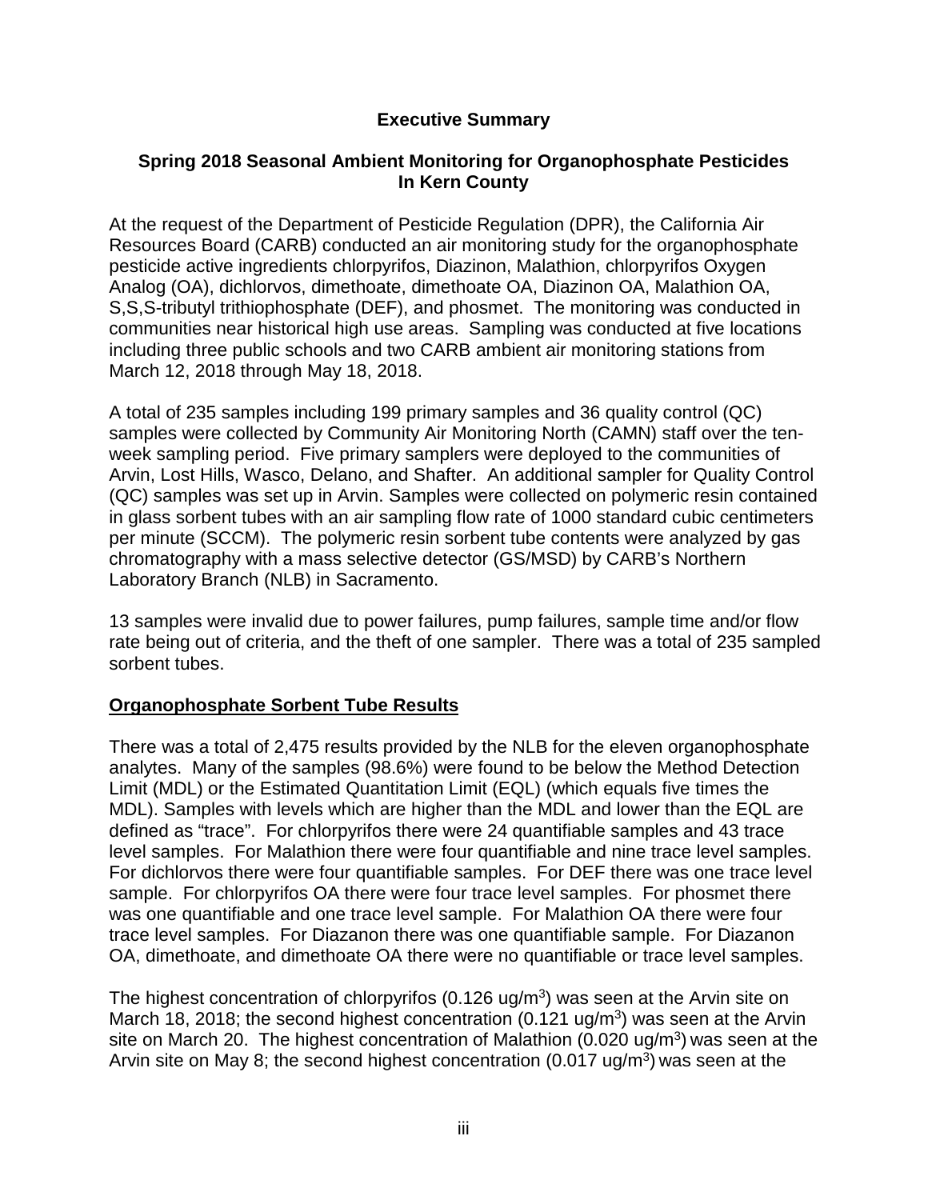# Executive Summary

## Spring 2018 Seasonal Ambient Monitoring for Organophosphate Pesticides In Kern County

At the request of the Department of Pesticide Regulation (DPR), the California Air Resources Board (CARB) conducted an air monitoring study for the organophosphate pesticide active ingredients chlorpyrifos, Diazinon, Malathion, chlorpyrifos Oxygen Analog (OA), dichlorvos, dimethoate, dimethoate OA, Diazinon OA, Malathion OA, S,S,S-tributyl trithiophosphate (DEF), and phosmet. The monitoring was conducted in communities near historical high use areas. Sampling was conducted at five locations including three public schools and two CARB ambient air monitoring stations from March 12, 2018 through May 18, 2018.

A total of 235 samples including 199 primary samples and 36 quality control (QC) samples were collected by Community Air Monitoring North (CAMN) staff over the ten-week sampling period. Five primary samplers were deployed to the communities of Arvin, Lost Hills, Wasco, Delano, and Shafter. An additional sampler for Quality Control (QC) samples was set up in Arvin. Samples were collected on polymeric resin contained in glass sorbent tubes with an air sampling flow rate of 1000 standard cubic centimeters per minute (SCCM). The polymeric resin sorbent tube contents were analyzed by gas chromatography with a mass selective detector (GS/MSD) by CARB's Northern Laboratory Branch (NLB) in Sacramento.

13 samples were invalid due to power failures, pump failures, sample time and/or flow rate being out of criteria, and the theft of one sampler. There was a total of 235 sampled sorbent tubes.

### Organophosphate Sorbent Tube Results

There was a total of 2,475 results provided by the NLB for the eleven organophosphate analytes. Many of the samples (98.6%) were found to be below the Method Detection Limit (MDL) or the Estimated Quantitation Limit (EQL) (which equals five times the MDL). Samples with levels which are higher than the MDL and lower than the EQL are defined as "trace". For chlorpyrifos there were 24 quantifiable samples and 43 trace level samples. For Malathion there were four quantifiable and nine trace level samples. For dichlorvos there were four quantifiable samples. For DEF there was one trace level sample. For chlorpyrifos OA there were four trace level samples. For phosmet there was one quantifiable and one trace level sample. For Malathion OA there were four trace level samples. For Diazanon there was one quantifiable sample. For Diazanon OA, dimethoate, and dimethoate OA there were no quantifiable or trace level samples.

The highest concentration of chlorpyrifos (0.126 ug/m$^3$) was seen at the Arvin site on March 18, 2018; the second highest concentration (0.121 ug/m$^3$) was seen at the Arvin site on March 20. The highest concentration of Malathion (0.020 ug/m$^3$) was seen at the Arvin site on May 8; the second highest concentration (0.017 ug/m$^3$) was seen at the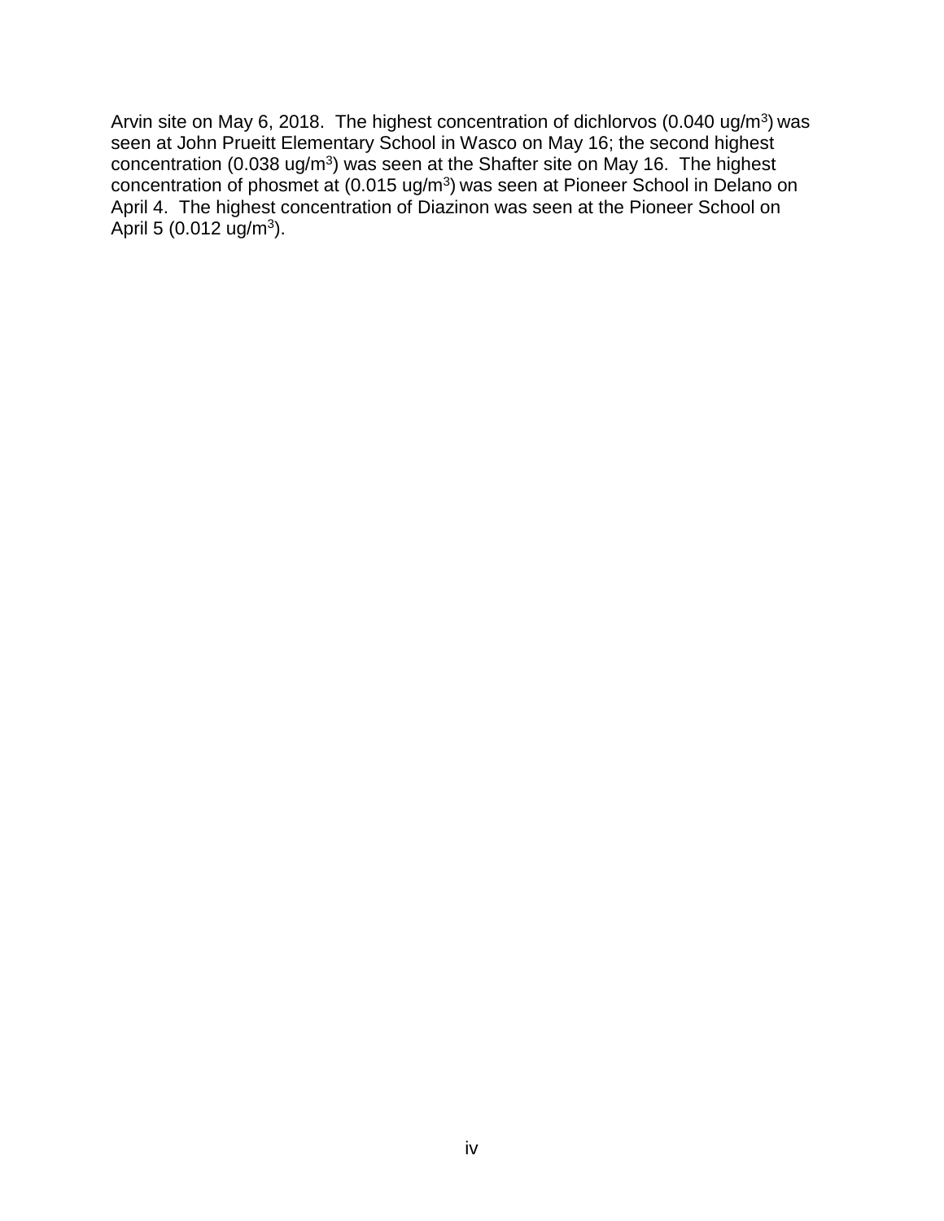Arvin site on May 6, 2018. The highest concentration of dichlorvos (0.040 ug/$m^3$) was seen at John Prueitt Elementary School in Wasco on May 16; the second highest concentration (0.038 ug/$m^3$) was seen at the Shafter site on May 16. The highest concentration of phosmet at (0.015 ug/$m^3$) was seen at Pioneer School in Delano on April 4. The highest concentration of Diazinon was seen at the Pioneer School on April 5 (0.012 ug/$m^3$).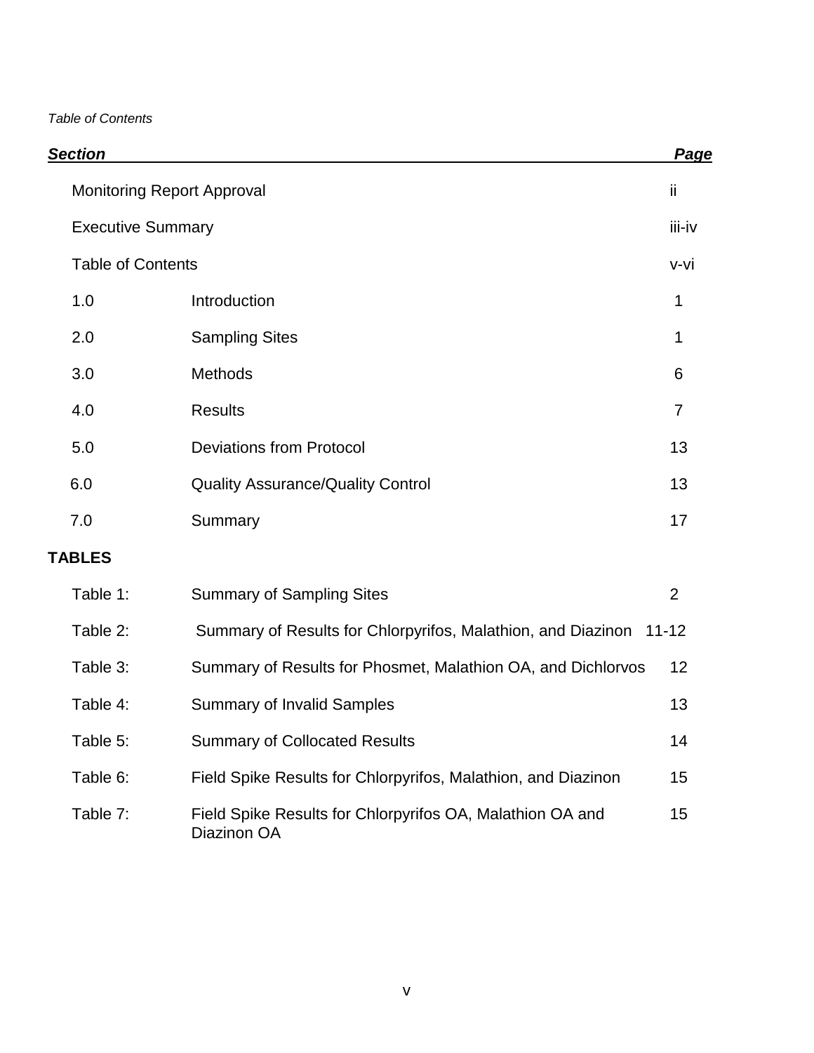*Table of Contents*

| ***Section*** | | ***Page*** |
|---|---|---|
| Monitoring Report Approval | | ii |
| Executive Summary | | iii-iv |
| Table of Contents | | v-vi |
| 1.0 | Introduction | 1 |
| 2.0 | Sampling Sites | 1 |
| 3.0 | Methods | 6 |
| 4.0 | Results | 7 |
| 5.0 | Deviations from Protocol | 13 |
| 6.0 | Quality Assurance/Quality Control | 13 |
| 7.0 | Summary | 17 |

**TABLES**

| | | |
|---|---|---|
| Table 1: | Summary of Sampling Sites | 2 |
| Table 2: | Summary of Results for Chlorpyrifos, Malathion, and Diazinon | 11-12 |
| Table 3: | Summary of Results for Phosmet, Malathion OA, and Dichlorvos | 12 |
| Table 4: | Summary of Invalid Samples | 13 |
| Table 5: | Summary of Collocated Results | 14 |
| Table 6: | Field Spike Results for Chlorpyrifos, Malathion, and Diazinon | 15 |
| Table 7: | Field Spike Results for Chlorpyrifos OA, Malathion OA and Diazinon OA | 15 |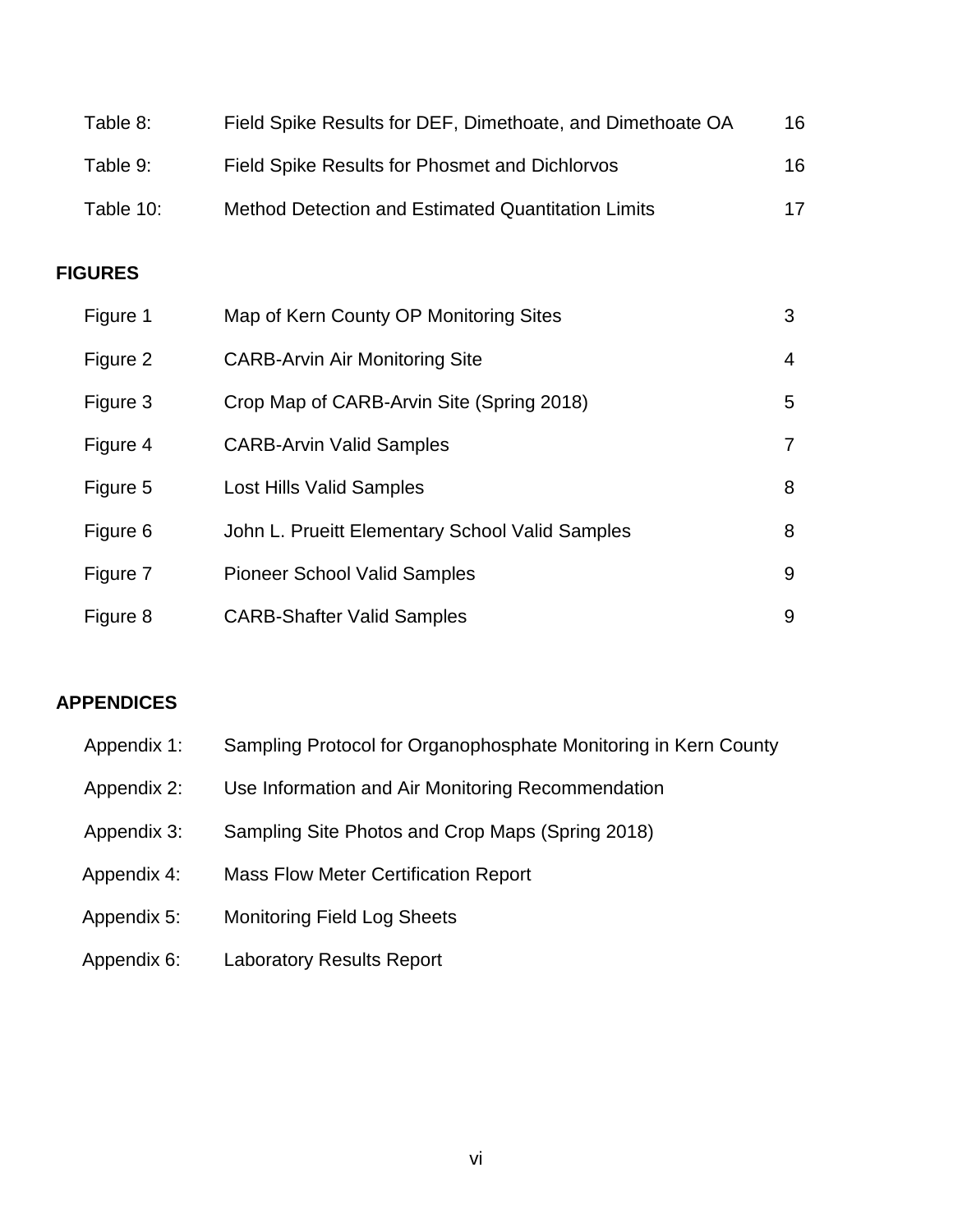| | | |
|---|---|---|
| Table 8: | Field Spike Results for DEF, Dimethoate, and Dimethoate OA | 16 |
| Table 9: | Field Spike Results for Phosmet and Dichlorvos | 16 |
| Table 10: | Method Detection and Estimated Quantitation Limits | 17 |

**FIGURES**

| | | |
|---|---|---|
| Figure 1 | Map of Kern County OP Monitoring Sites | 3 |
| Figure 2 | CARB-Arvin Air Monitoring Site | 4 |
| Figure 3 | Crop Map of CARB-Arvin Site (Spring 2018) | 5 |
| Figure 4 | CARB-Arvin Valid Samples | 7 |
| Figure 5 | Lost Hills Valid Samples | 8 |
| Figure 6 | John L. Prueitt Elementary School Valid Samples | 8 |
| Figure 7 | Pioneer School Valid Samples | 9 |
| Figure 8 | CARB-Shafter Valid Samples | 9 |

**APPENDICES**

| | |
|---|---|
| Appendix 1: | Sampling Protocol for Organophosphate Monitoring in Kern County |
| Appendix 2: | Use Information and Air Monitoring Recommendation |
| Appendix 3: | Sampling Site Photos and Crop Maps (Spring 2018) |
| Appendix 4: | Mass Flow Meter Certification Report |
| Appendix 5: | Monitoring Field Log Sheets |
| Appendix 6: | Laboratory Results Report |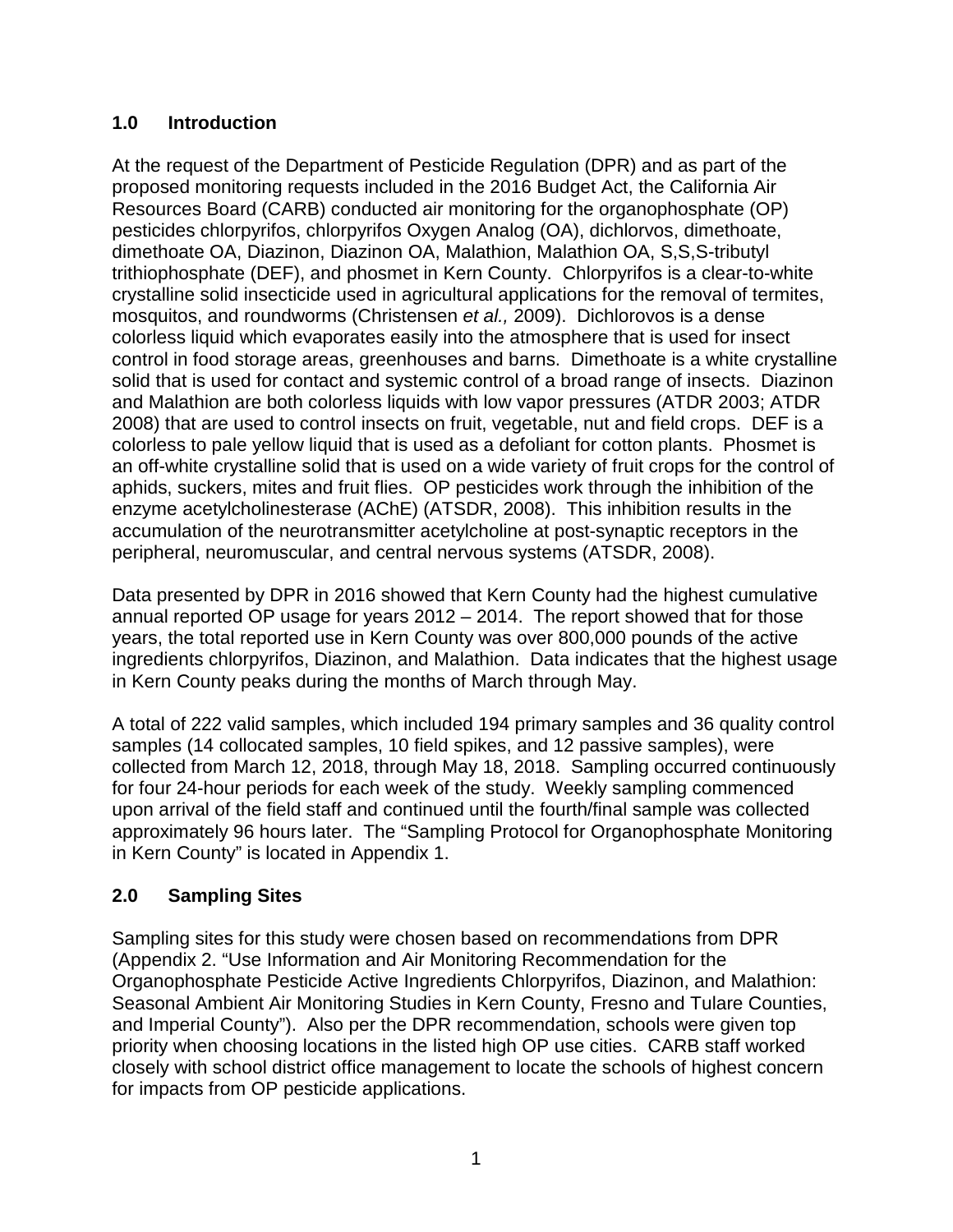## 1.0 Introduction

At the request of the Department of Pesticide Regulation (DPR) and as part of the proposed monitoring requests included in the 2016 Budget Act, the California Air Resources Board (CARB) conducted air monitoring for the organophosphate (OP) pesticides chlorpyrifos, chlorpyrifos Oxygen Analog (OA), dichlorvos, dimethoate, dimethoate OA, Diazinon, Diazinon OA, Malathion, Malathion OA, S,S,S-tributyl trithiophosphate (DEF), and phosmet in Kern County. Chlorpyrifos is a clear-to-white crystalline solid insecticide used in agricultural applications for the removal of termites, mosquitos, and roundworms (Christensen *et al.,* 2009). Dichlorovos is a dense colorless liquid which evaporates easily into the atmosphere that is used for insect control in food storage areas, greenhouses and barns. Dimethoate is a white crystalline solid that is used for contact and systemic control of a broad range of insects. Diazinon and Malathion are both colorless liquids with low vapor pressures (ATDR 2003; ATDR 2008) that are used to control insects on fruit, vegetable, nut and field crops. DEF is a colorless to pale yellow liquid that is used as a defoliant for cotton plants. Phosmet is an off-white crystalline solid that is used on a wide variety of fruit crops for the control of aphids, suckers, mites and fruit flies. OP pesticides work through the inhibition of the enzyme acetylcholinesterase (AChE) (ATSDR, 2008). This inhibition results in the accumulation of the neurotransmitter acetylcholine at post-synaptic receptors in the peripheral, neuromuscular, and central nervous systems (ATSDR, 2008).

Data presented by DPR in 2016 showed that Kern County had the highest cumulative annual reported OP usage for years 2012 – 2014. The report showed that for those years, the total reported use in Kern County was over 800,000 pounds of the active ingredients chlorpyrifos, Diazinon, and Malathion. Data indicates that the highest usage in Kern County peaks during the months of March through May.

A total of 222 valid samples, which included 194 primary samples and 36 quality control samples (14 collocated samples, 10 field spikes, and 12 passive samples), were collected from March 12, 2018, through May 18, 2018. Sampling occurred continuously for four 24-hour periods for each week of the study. Weekly sampling commenced upon arrival of the field staff and continued until the fourth/final sample was collected approximately 96 hours later. The "Sampling Protocol for Organophosphate Monitoring in Kern County" is located in Appendix 1.

## 2.0 Sampling Sites

Sampling sites for this study were chosen based on recommendations from DPR (Appendix 2. "Use Information and Air Monitoring Recommendation for the Organophosphate Pesticide Active Ingredients Chlorpyrifos, Diazinon, and Malathion: Seasonal Ambient Air Monitoring Studies in Kern County, Fresno and Tulare Counties, and Imperial County"). Also per the DPR recommendation, schools were given top priority when choosing locations in the listed high OP use cities. CARB staff worked closely with school district office management to locate the schools of highest concern for impacts from OP pesticide applications.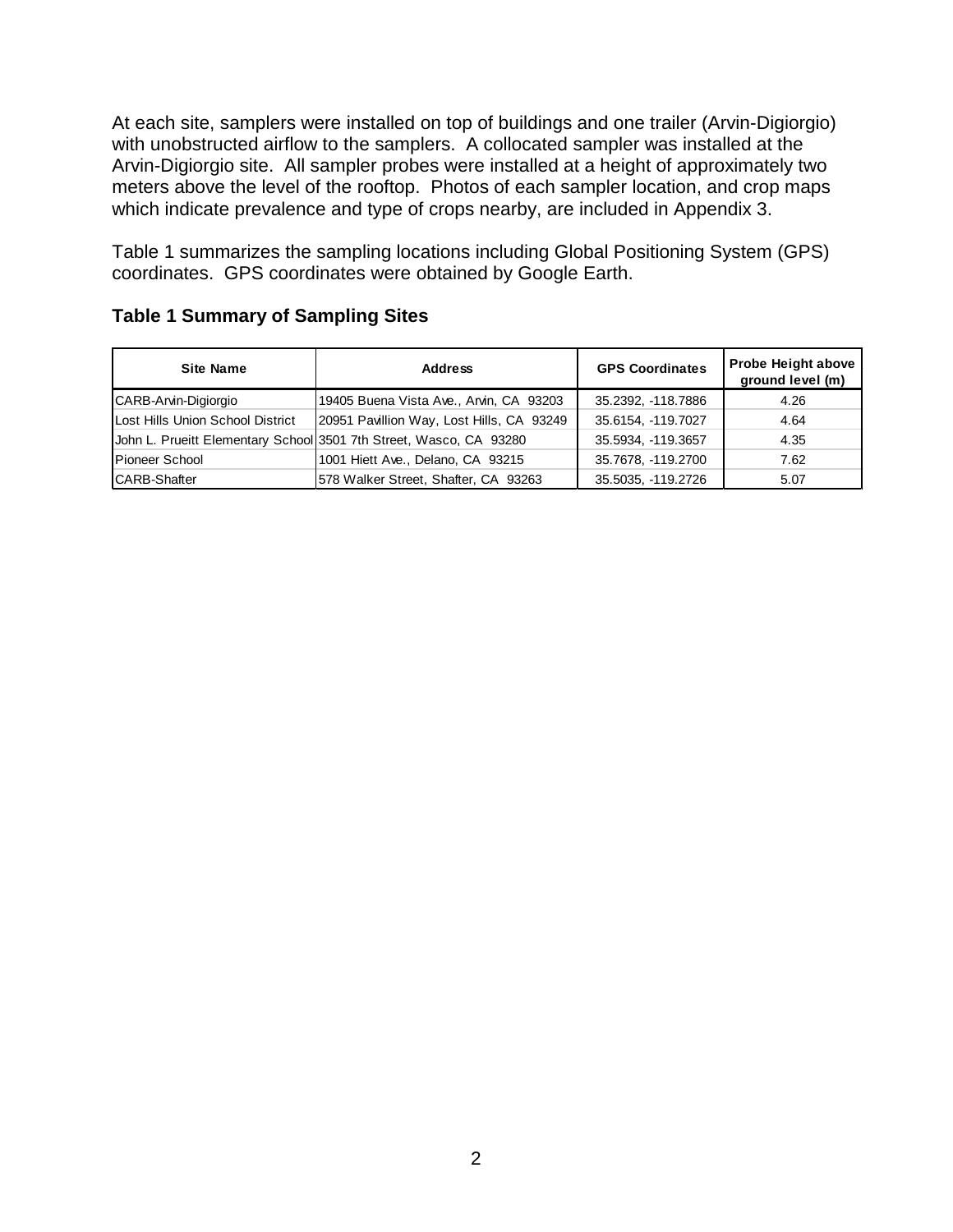At each site, samplers were installed on top of buildings and one trailer (Arvin-Digiorgio) with unobstructed airflow to the samplers. A collocated sampler was installed at the Arvin-Digiorgio site. All sampler probes were installed at a height of approximately two meters above the level of the rooftop. Photos of each sampler location, and crop maps which indicate prevalence and type of crops nearby, are included in Appendix 3.

Table 1 summarizes the sampling locations including Global Positioning System (GPS) coordinates. GPS coordinates were obtained by Google Earth.

### Table 1 Summary of Sampling Sites

| Site Name | Address | GPS Coordinates | Probe Height above ground level (m) |
|---|---|---|---|
| CARB-Arvin-Digiorgio | 19405 Buena Vista Ave., Arvin, CA 93203 | 35.2392, -118.7886 | 4.26 |
| Lost Hills Union School District | 20951 Pavillion Way, Lost Hills, CA 93249 | 35.6154, -119.7027 | 4.64 |
| John L. Prueitt Elementary School | 3501 7th Street, Wasco, CA 93280 | 35.5934, -119.3657 | 4.35 |
| Pioneer School | 1001 Hiett Ave., Delano, CA 93215 | 35.7678, -119.2700 | 7.62 |
| CARB-Shafter | 578 Walker Street, Shafter, CA 93263 | 35.5035, -119.2726 | 5.07 |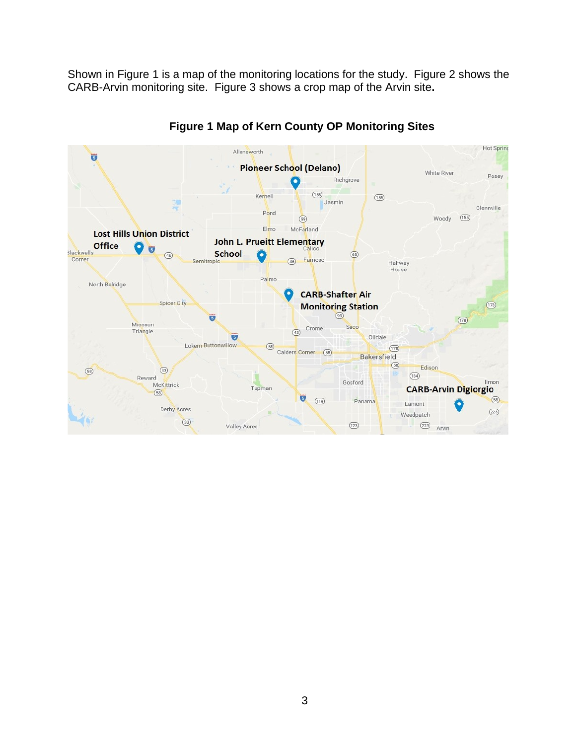Shown in Figure 1 is a map of the monitoring locations for the study. Figure 2 shows the CARB-Arvin monitoring site. Figure 3 shows a crop map of the Arvin site**.**

**Figure 1 Map of Kern County OP Monitoring Sites**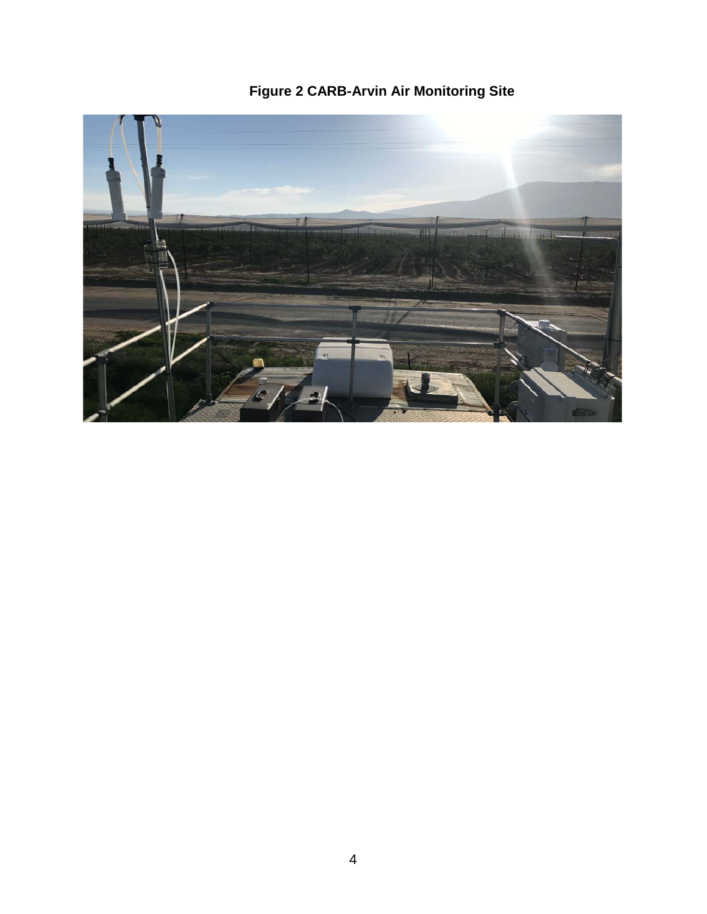**Figure 2 CARB-Arvin Air Monitoring Site**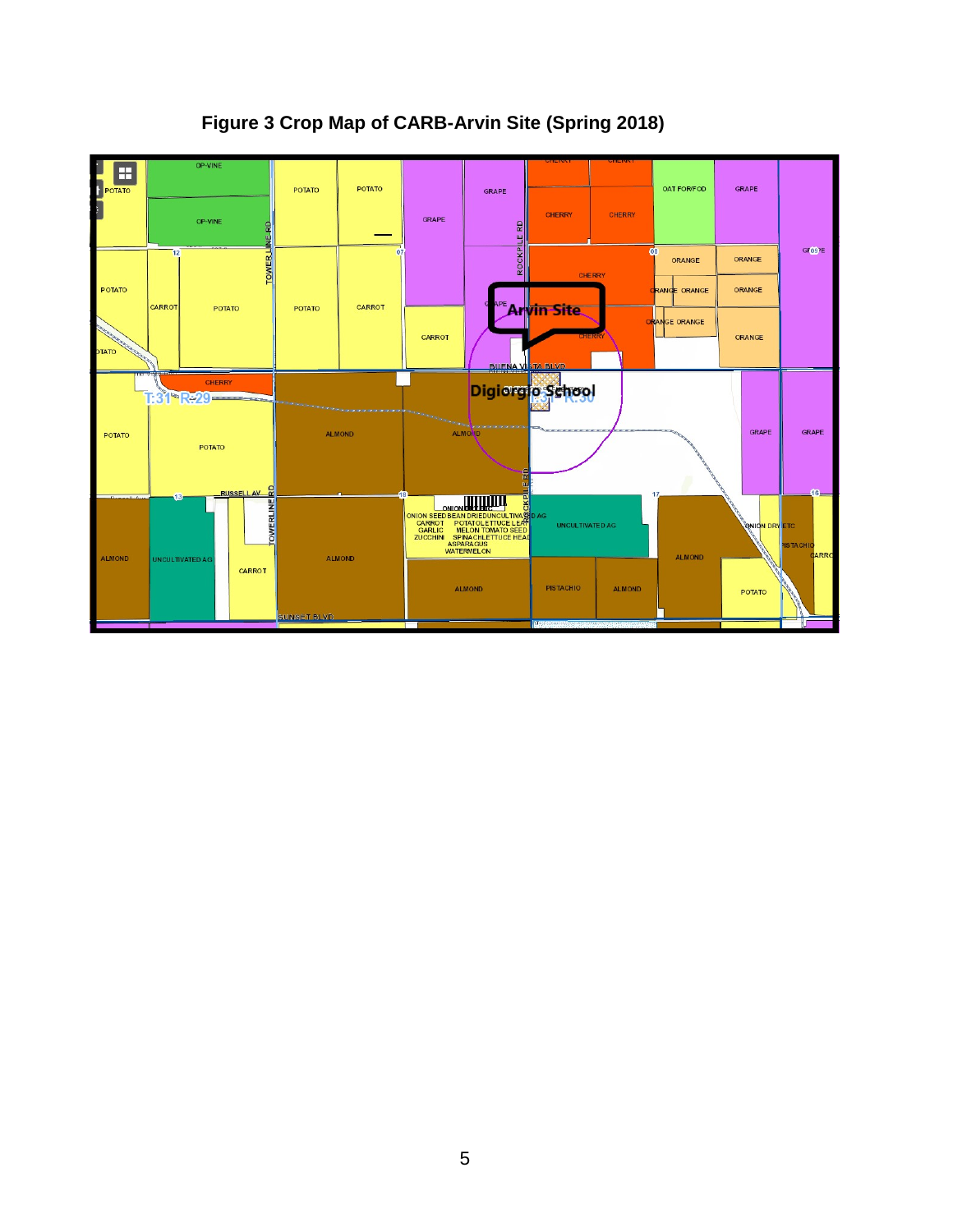**Figure 3 Crop Map of CARB-Arvin Site (Spring 2018)**

POTATO
OP-VINE
POTATO
POTATO
GRAPE
GRAPE
CHERRY
CHERRY
OAT FOR/FOD
GRAPE
OP-VINE
TOWER LINE RD
ROCKPILE RD
12
07
08
ORANGE
ORANGE
POTATO
CHERRY
CARROT
POTATO
POTATO
CARROT
ORANGE
ORANGE
ORANGE
Arvin Site
CARROT
ORANGE
ORANGE
CHERRY
ORANGE
BUENA VISTA BLVD
CHERRY
Digiorgio School
T:31 R:29
POTATO
POTATO
ALMOND
ALMOND
GRAPE
GRAPE
RUSSELL AV
13
18
17
16
ALMOND
UNCULTIVATED AG
CARROT
ALMOND
ONION SEED BEAN DRIED UNCULTIVATED AG
CARROT POTATO LETTUCE LEAF
GARLIC MELON TOMATO SEED
ZUCCHINI SPINACH LETTUCE HEAD
ASPARAGUS
WATERMELON
UNCULTIVATED AG
ALMOND
ONION DRY ETC
PISTACHIO
CARROT
ALMOND
PISTACHIO
ALMOND
POTATO
SUNSET BLVD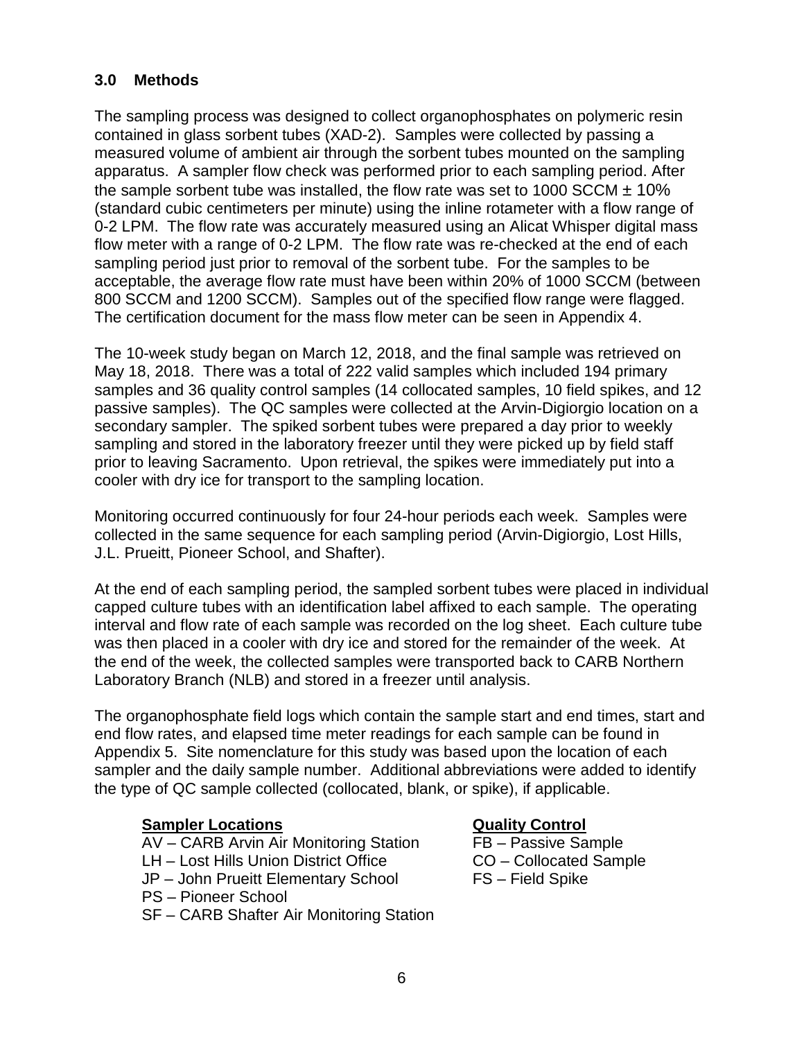## 3.0 Methods

The sampling process was designed to collect organophosphates on polymeric resin contained in glass sorbent tubes (XAD-2). Samples were collected by passing a measured volume of ambient air through the sorbent tubes mounted on the sampling apparatus. A sampler flow check was performed prior to each sampling period. After the sample sorbent tube was installed, the flow rate was set to 1000 SCCM ± 10% (standard cubic centimeters per minute) using the inline rotameter with a flow range of 0-2 LPM. The flow rate was accurately measured using an Alicat Whisper digital mass flow meter with a range of 0-2 LPM. The flow rate was re-checked at the end of each sampling period just prior to removal of the sorbent tube. For the samples to be acceptable, the average flow rate must have been within 20% of 1000 SCCM (between 800 SCCM and 1200 SCCM). Samples out of the specified flow range were flagged. The certification document for the mass flow meter can be seen in Appendix 4.

The 10-week study began on March 12, 2018, and the final sample was retrieved on May 18, 2018. There was a total of 222 valid samples which included 194 primary samples and 36 quality control samples (14 collocated samples, 10 field spikes, and 12 passive samples). The QC samples were collected at the Arvin-Digiorgio location on a secondary sampler. The spiked sorbent tubes were prepared a day prior to weekly sampling and stored in the laboratory freezer until they were picked up by field staff prior to leaving Sacramento. Upon retrieval, the spikes were immediately put into a cooler with dry ice for transport to the sampling location.

Monitoring occurred continuously for four 24-hour periods each week. Samples were collected in the same sequence for each sampling period (Arvin-Digiorgio, Lost Hills, J.L. Prueitt, Pioneer School, and Shafter).

At the end of each sampling period, the sampled sorbent tubes were placed in individual capped culture tubes with an identification label affixed to each sample. The operating interval and flow rate of each sample was recorded on the log sheet. Each culture tube was then placed in a cooler with dry ice and stored for the remainder of the week. At the end of the week, the collected samples were transported back to CARB Northern Laboratory Branch (NLB) and stored in a freezer until analysis.

The organophosphate field logs which contain the sample start and end times, start and end flow rates, and elapsed time meter readings for each sample can be found in Appendix 5. Site nomenclature for this study was based upon the location of each sampler and the daily sample number. Additional abbreviations were added to identify the type of QC sample collected (collocated, blank, or spike), if applicable.

**Sampler Locations**

AV – CARB Arvin Air Monitoring Station
LH – Lost Hills Union District Office
JP – John Prueitt Elementary School
PS – Pioneer School
SF – CARB Shafter Air Monitoring Station

**Quality Control**

FB – Passive Sample
CO – Collocated Sample
FS – Field Spike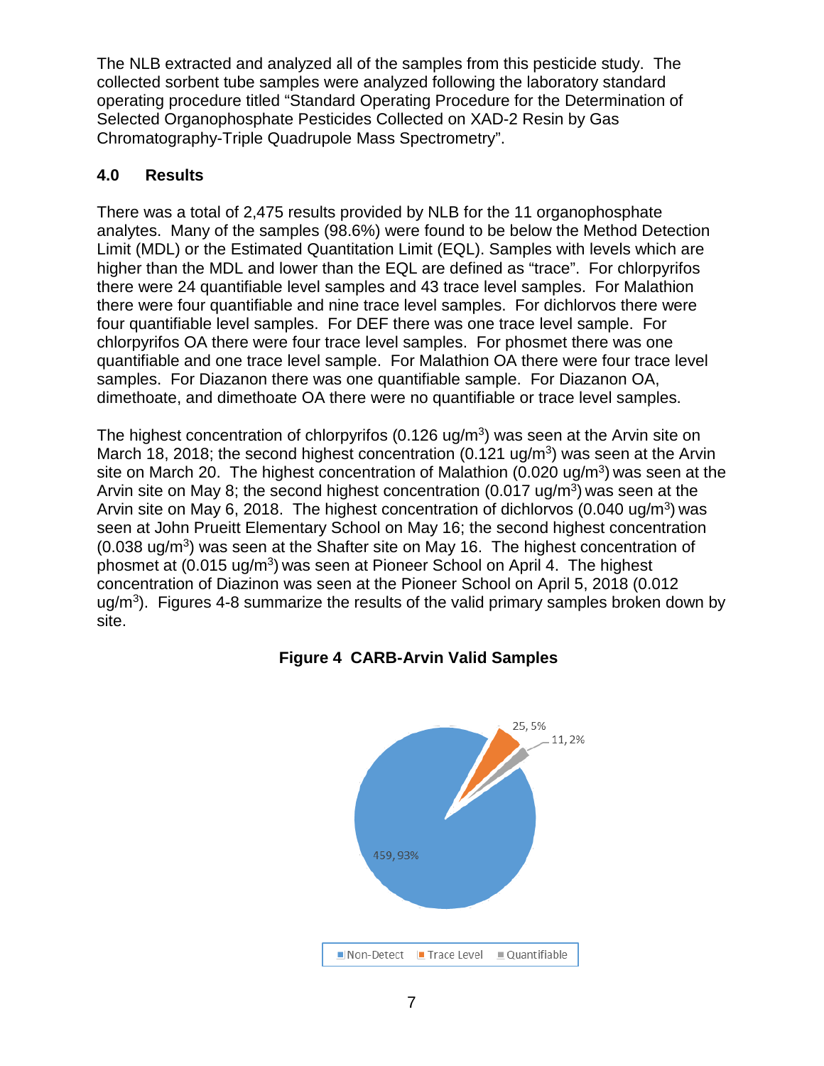The NLB extracted and analyzed all of the samples from this pesticide study. The collected sorbent tube samples were analyzed following the laboratory standard operating procedure titled "Standard Operating Procedure for the Determination of Selected Organophosphate Pesticides Collected on XAD-2 Resin by Gas Chromatography-Triple Quadrupole Mass Spectrometry".

## 4.0 Results

There was a total of 2,475 results provided by NLB for the 11 organophosphate analytes. Many of the samples (98.6%) were found to be below the Method Detection Limit (MDL) or the Estimated Quantitation Limit (EQL). Samples with levels which are higher than the MDL and lower than the EQL are defined as "trace". For chlorpyrifos there were 24 quantifiable level samples and 43 trace level samples. For Malathion there were four quantifiable and nine trace level samples. For dichlorvos there were four quantifiable level samples. For DEF there was one trace level sample. For chlorpyrifos OA there were four trace level samples. For phosmet there was one quantifiable and one trace level sample. For Malathion OA there were four trace level samples. For Diazanon there was one quantifiable sample. For Diazanon OA, dimethoate, and dimethoate OA there were no quantifiable or trace level samples.

The highest concentration of chlorpyrifos (0.126 ug/m$^3$) was seen at the Arvin site on March 18, 2018; the second highest concentration (0.121 ug/m$^3$) was seen at the Arvin site on March 20. The highest concentration of Malathion (0.020 ug/m$^3$) was seen at the Arvin site on May 8; the second highest concentration (0.017 ug/m$^3$) was seen at the Arvin site on May 6, 2018. The highest concentration of dichlorvos (0.040 ug/m$^3$) was seen at John Prueitt Elementary School on May 16; the second highest concentration (0.038 ug/m$^3$) was seen at the Shafter site on May 16. The highest concentration of phosmet at (0.015 ug/m$^3$) was seen at Pioneer School on April 4. The highest concentration of Diazinon was seen at the Pioneer School on April 5, 2018 (0.012 ug/m$^3$). Figures 4-8 summarize the results of the valid primary samples broken down by site.

**Figure 4 CARB-Arvin Valid Samples**

25, 5%
11, 2%
459, 93%

Non-Detect
Trace Level
Quantifiable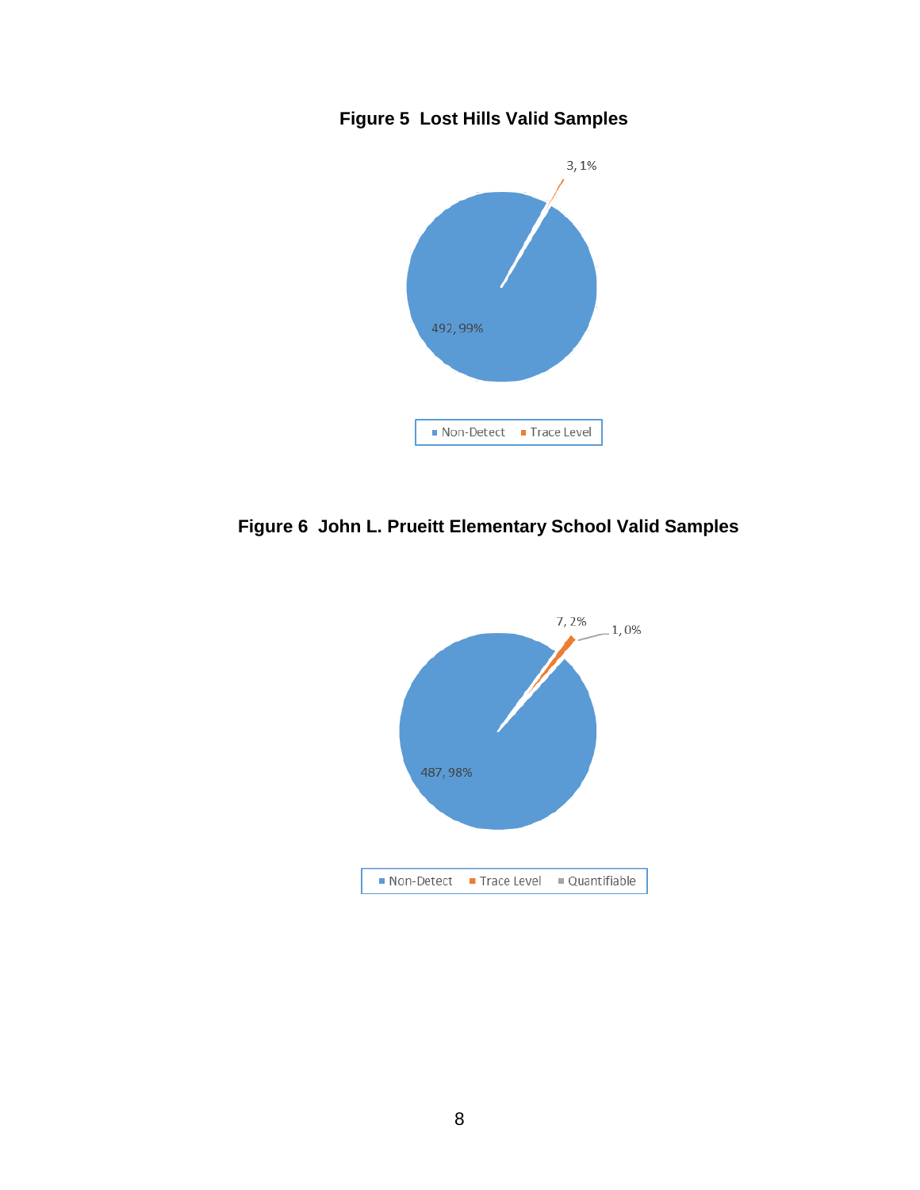**Figure 5 Lost Hills Valid Samples**

3, 1%

492, 99%

Non-Detect Trace Level

**Figure 6 John L. Prueitt Elementary School Valid Samples**

7, 2%

1, 0%

487, 98%

Non-Detect Trace Level Quantifiable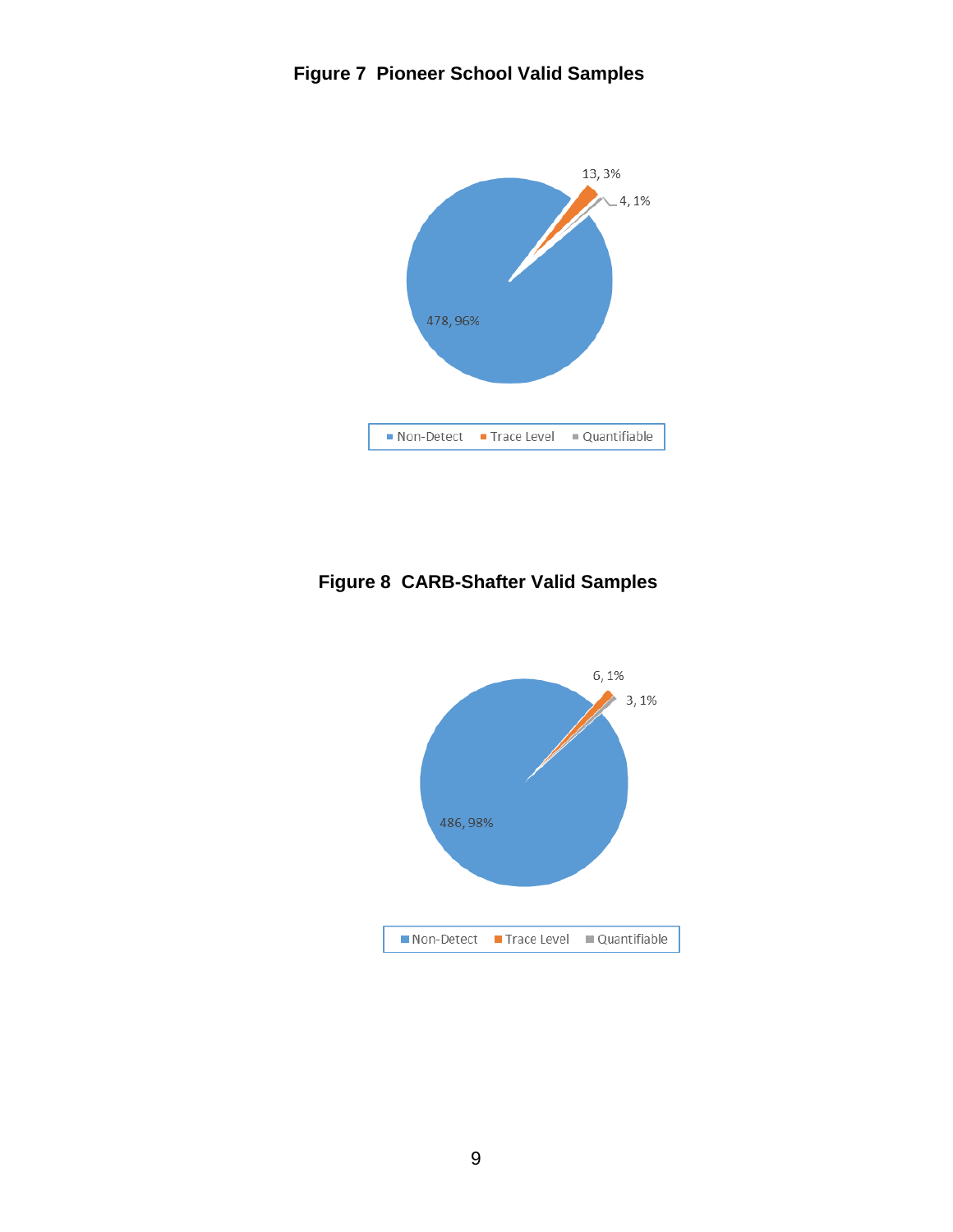**Figure 7 Pioneer School Valid Samples**

13, 3%

4, 1%

478, 96%

Non-Detect Trace Level Quantifiable

**Figure 8 CARB-Shafter Valid Samples**

6, 1%

3, 1%

486, 98%

Non-Detect Trace Level Quantifiable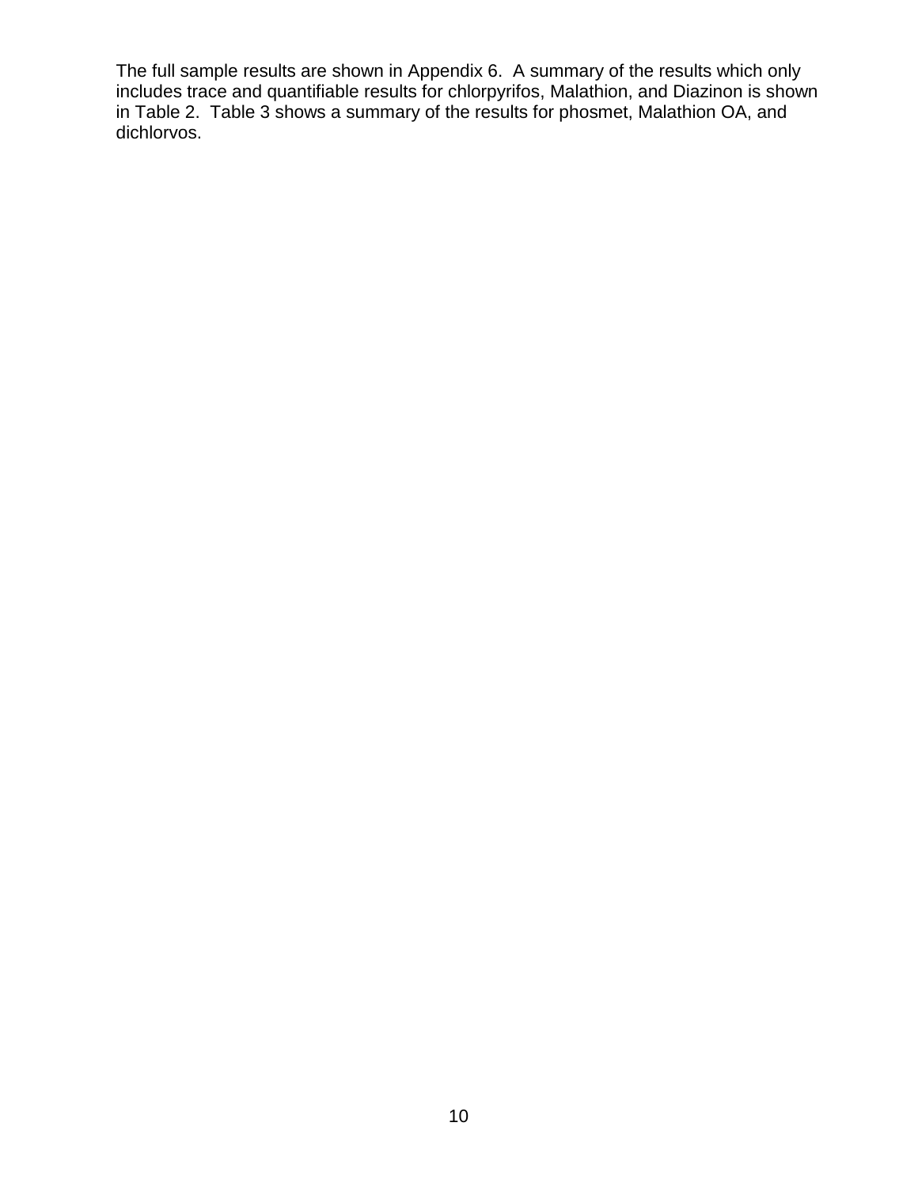The full sample results are shown in Appendix 6. A summary of the results which only includes trace and quantifiable results for chlorpyrifos, Malathion, and Diazinon is shown in Table 2. Table 3 shows a summary of the results for phosmet, Malathion OA, and dichlorvos.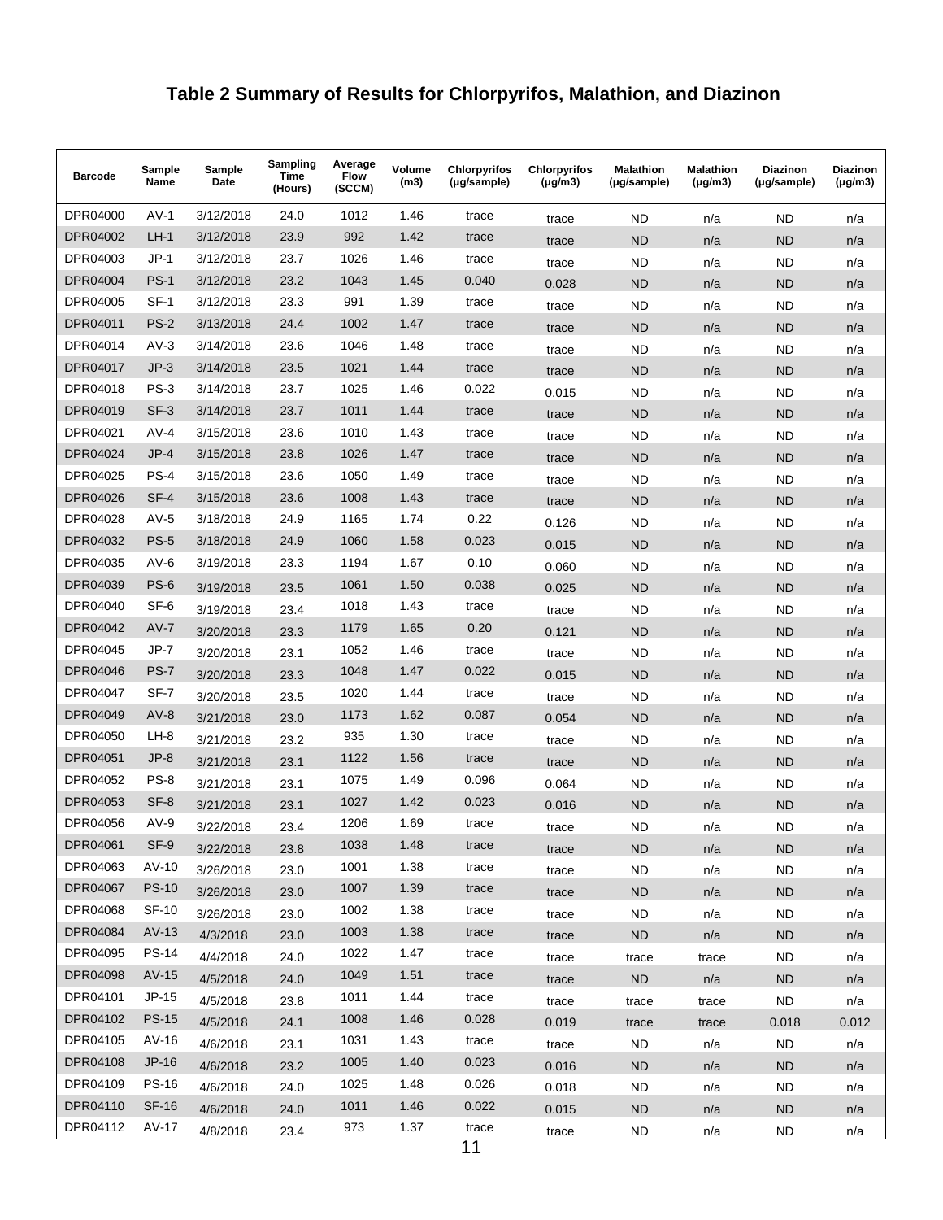# Table 2 Summary of Results for Chlorpyrifos, Malathion, and Diazinon

| Barcode | Sample Name | Sample Date | Sampling Time (Hours) | Average Flow (SCCM) | Volume (m3) | Chlorpyrifos (µg/sample) | Chlorpyrifos (µg/m3) | Malathion (µg/sample) | Malathion (µg/m3) | Diazinon (µg/sample) | Diazinon (µg/m3) |
|---|---|---|---|---|---|---|---|---|---|---|---|
| DPR04000 | AV-1 | 3/12/2018 | 24.0 | 1012 | 1.46 | trace | trace | ND | n/a | ND | n/a |
| DPR04002 | LH-1 | 3/12/2018 | 23.9 | 992 | 1.42 | trace | trace | ND | n/a | ND | n/a |
| DPR04003 | JP-1 | 3/12/2018 | 23.7 | 1026 | 1.46 | trace | trace | ND | n/a | ND | n/a |
| DPR04004 | PS-1 | 3/12/2018 | 23.2 | 1043 | 1.45 | 0.040 | 0.028 | ND | n/a | ND | n/a |
| DPR04005 | SF-1 | 3/12/2018 | 23.3 | 991 | 1.39 | trace | trace | ND | n/a | ND | n/a |
| DPR04011 | PS-2 | 3/13/2018 | 24.4 | 1002 | 1.47 | trace | trace | ND | n/a | ND | n/a |
| DPR04014 | AV-3 | 3/14/2018 | 23.6 | 1046 | 1.48 | trace | trace | ND | n/a | ND | n/a |
| DPR04017 | JP-3 | 3/14/2018 | 23.5 | 1021 | 1.44 | trace | trace | ND | n/a | ND | n/a |
| DPR04018 | PS-3 | 3/14/2018 | 23.7 | 1025 | 1.46 | 0.022 | 0.015 | ND | n/a | ND | n/a |
| DPR04019 | SF-3 | 3/14/2018 | 23.7 | 1011 | 1.44 | trace | trace | ND | n/a | ND | n/a |
| DPR04021 | AV-4 | 3/15/2018 | 23.6 | 1010 | 1.43 | trace | trace | ND | n/a | ND | n/a |
| DPR04024 | JP-4 | 3/15/2018 | 23.8 | 1026 | 1.47 | trace | trace | ND | n/a | ND | n/a |
| DPR04025 | PS-4 | 3/15/2018 | 23.6 | 1050 | 1.49 | trace | trace | ND | n/a | ND | n/a |
| DPR04026 | SF-4 | 3/15/2018 | 23.6 | 1008 | 1.43 | trace | trace | ND | n/a | ND | n/a |
| DPR04028 | AV-5 | 3/18/2018 | 24.9 | 1165 | 1.74 | 0.22 | 0.126 | ND | n/a | ND | n/a |
| DPR04032 | PS-5 | 3/18/2018 | 24.9 | 1060 | 1.58 | 0.023 | 0.015 | ND | n/a | ND | n/a |
| DPR04035 | AV-6 | 3/19/2018 | 23.3 | 1194 | 1.67 | 0.10 | 0.060 | ND | n/a | ND | n/a |
| DPR04039 | PS-6 | 3/19/2018 | 23.5 | 1061 | 1.50 | 0.038 | 0.025 | ND | n/a | ND | n/a |
| DPR04040 | SF-6 | 3/19/2018 | 23.4 | 1018 | 1.43 | trace | trace | ND | n/a | ND | n/a |
| DPR04042 | AV-7 | 3/20/2018 | 23.3 | 1179 | 1.65 | 0.20 | 0.121 | ND | n/a | ND | n/a |
| DPR04045 | JP-7 | 3/20/2018 | 23.1 | 1052 | 1.46 | trace | trace | ND | n/a | ND | n/a |
| DPR04046 | PS-7 | 3/20/2018 | 23.3 | 1048 | 1.47 | 0.022 | 0.015 | ND | n/a | ND | n/a |
| DPR04047 | SF-7 | 3/20/2018 | 23.5 | 1020 | 1.44 | trace | trace | ND | n/a | ND | n/a |
| DPR04049 | AV-8 | 3/21/2018 | 23.0 | 1173 | 1.62 | 0.087 | 0.054 | ND | n/a | ND | n/a |
| DPR04050 | LH-8 | 3/21/2018 | 23.2 | 935 | 1.30 | trace | trace | ND | n/a | ND | n/a |
| DPR04051 | JP-8 | 3/21/2018 | 23.1 | 1122 | 1.56 | trace | trace | ND | n/a | ND | n/a |
| DPR04052 | PS-8 | 3/21/2018 | 23.1 | 1075 | 1.49 | 0.096 | 0.064 | ND | n/a | ND | n/a |
| DPR04053 | SF-8 | 3/21/2018 | 23.1 | 1027 | 1.42 | 0.023 | 0.016 | ND | n/a | ND | n/a |
| DPR04056 | AV-9 | 3/22/2018 | 23.4 | 1206 | 1.69 | trace | trace | ND | n/a | ND | n/a |
| DPR04061 | SF-9 | 3/22/2018 | 23.8 | 1038 | 1.48 | trace | trace | ND | n/a | ND | n/a |
| DPR04063 | AV-10 | 3/26/2018 | 23.0 | 1001 | 1.38 | trace | trace | ND | n/a | ND | n/a |
| DPR04067 | PS-10 | 3/26/2018 | 23.0 | 1007 | 1.39 | trace | trace | ND | n/a | ND | n/a |
| DPR04068 | SF-10 | 3/26/2018 | 23.0 | 1002 | 1.38 | trace | trace | ND | n/a | ND | n/a |
| DPR04084 | AV-13 | 4/3/2018 | 23.0 | 1003 | 1.38 | trace | trace | ND | n/a | ND | n/a |
| DPR04095 | PS-14 | 4/4/2018 | 24.0 | 1022 | 1.47 | trace | trace | trace | trace | ND | n/a |
| DPR04098 | AV-15 | 4/5/2018 | 24.0 | 1049 | 1.51 | trace | trace | ND | n/a | ND | n/a |
| DPR04101 | JP-15 | 4/5/2018 | 23.8 | 1011 | 1.44 | trace | trace | trace | trace | ND | n/a |
| DPR04102 | PS-15 | 4/5/2018 | 24.1 | 1008 | 1.46 | 0.028 | 0.019 | trace | trace | 0.018 | 0.012 |
| DPR04105 | AV-16 | 4/6/2018 | 23.1 | 1031 | 1.43 | trace | trace | ND | n/a | ND | n/a |
| DPR04108 | JP-16 | 4/6/2018 | 23.2 | 1005 | 1.40 | 0.023 | 0.016 | ND | n/a | ND | n/a |
| DPR04109 | PS-16 | 4/6/2018 | 24.0 | 1025 | 1.48 | 0.026 | 0.018 | ND | n/a | ND | n/a |
| DPR04110 | SF-16 | 4/6/2018 | 24.0 | 1011 | 1.46 | 0.022 | 0.015 | ND | n/a | ND | n/a |
| DPR04112 | AV-17 | 4/8/2018 | 23.4 | 973 | 1.37 | trace | trace | ND | n/a | ND | n/a |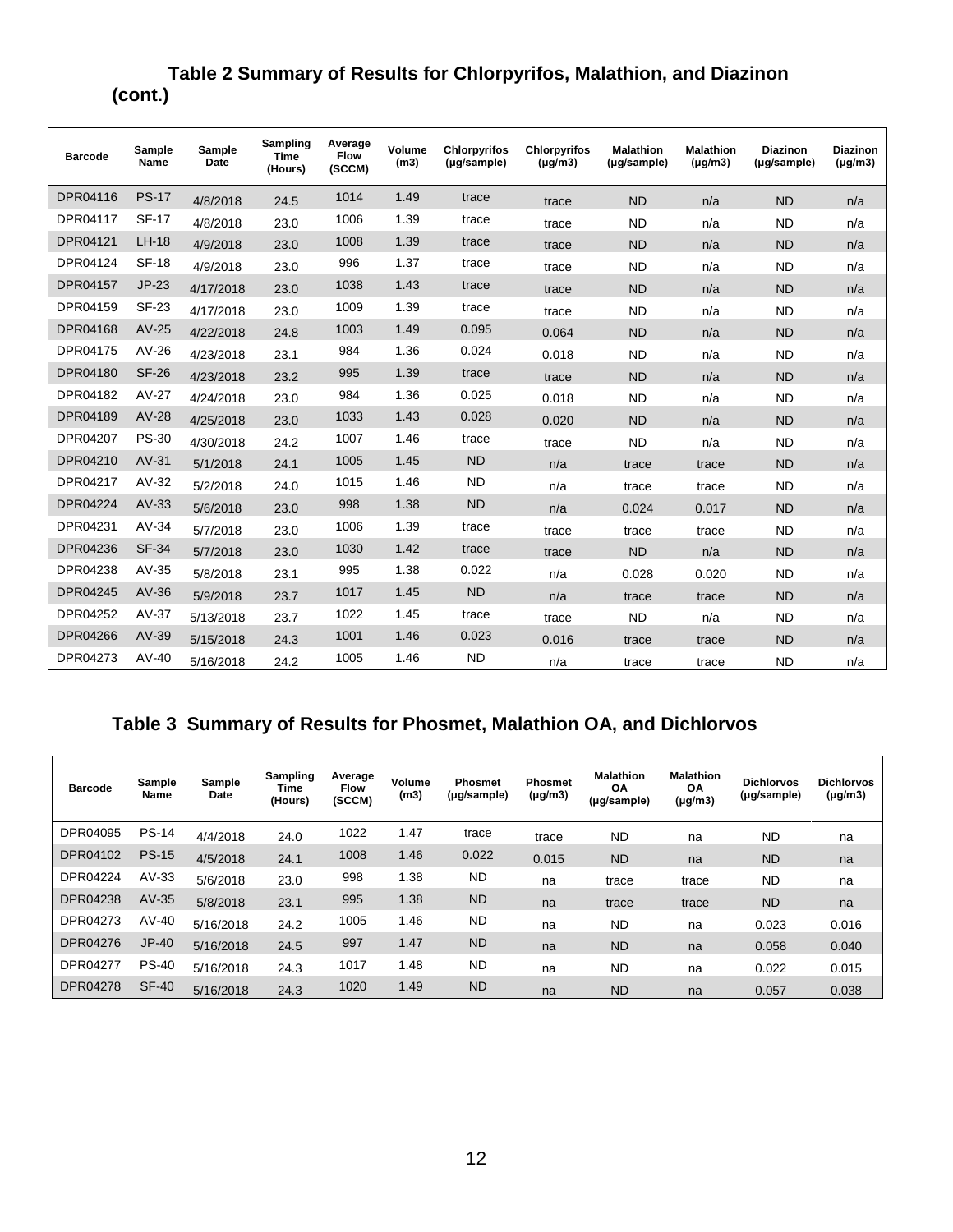## Table 2 Summary of Results for Chlorpyrifos, Malathion, and Diazinon (cont.)

| Barcode | Sample Name | Sample Date | Sampling Time (Hours) | Average Flow (SCCM) | Volume (m3) | Chlorpyrifos (µg/sample) | Chlorpyrifos (µg/m3) | Malathion (µg/sample) | Malathion (µg/m3) | Diazinon (µg/sample) | Diazinon (µg/m3) |
|---|---|---|---|---|---|---|---|---|---|---|---|
| DPR04116 | PS-17 | 4/8/2018 | 24.5 | 1014 | 1.49 | trace | trace | ND | n/a | ND | n/a |
| DPR04117 | SF-17 | 4/8/2018 | 23.0 | 1006 | 1.39 | trace | trace | ND | n/a | ND | n/a |
| DPR04121 | LH-18 | 4/9/2018 | 23.0 | 1008 | 1.39 | trace | trace | ND | n/a | ND | n/a |
| DPR04124 | SF-18 | 4/9/2018 | 23.0 | 996 | 1.37 | trace | trace | ND | n/a | ND | n/a |
| DPR04157 | JP-23 | 4/17/2018 | 23.0 | 1038 | 1.43 | trace | trace | ND | n/a | ND | n/a |
| DPR04159 | SF-23 | 4/17/2018 | 23.0 | 1009 | 1.39 | trace | trace | ND | n/a | ND | n/a |
| DPR04168 | AV-25 | 4/22/2018 | 24.8 | 1003 | 1.49 | 0.095 | 0.064 | ND | n/a | ND | n/a |
| DPR04175 | AV-26 | 4/23/2018 | 23.1 | 984 | 1.36 | 0.024 | 0.018 | ND | n/a | ND | n/a |
| DPR04180 | SF-26 | 4/23/2018 | 23.2 | 995 | 1.39 | trace | trace | ND | n/a | ND | n/a |
| DPR04182 | AV-27 | 4/24/2018 | 23.0 | 984 | 1.36 | 0.025 | 0.018 | ND | n/a | ND | n/a |
| DPR04189 | AV-28 | 4/25/2018 | 23.0 | 1033 | 1.43 | 0.028 | 0.020 | ND | n/a | ND | n/a |
| DPR04207 | PS-30 | 4/30/2018 | 24.2 | 1007 | 1.46 | trace | trace | ND | n/a | ND | n/a |
| DPR04210 | AV-31 | 5/1/2018 | 24.1 | 1005 | 1.45 | ND | n/a | trace | trace | ND | n/a |
| DPR04217 | AV-32 | 5/2/2018 | 24.0 | 1015 | 1.46 | ND | n/a | trace | trace | ND | n/a |
| DPR04224 | AV-33 | 5/6/2018 | 23.0 | 998 | 1.38 | ND | n/a | 0.024 | 0.017 | ND | n/a |
| DPR04231 | AV-34 | 5/7/2018 | 23.0 | 1006 | 1.39 | trace | trace | trace | trace | ND | n/a |
| DPR04236 | SF-34 | 5/7/2018 | 23.0 | 1030 | 1.42 | trace | trace | ND | n/a | ND | n/a |
| DPR04238 | AV-35 | 5/8/2018 | 23.1 | 995 | 1.38 | 0.022 | n/a | 0.028 | 0.020 | ND | n/a |
| DPR04245 | AV-36 | 5/9/2018 | 23.7 | 1017 | 1.45 | ND | n/a | trace | trace | ND | n/a |
| DPR04252 | AV-37 | 5/13/2018 | 23.7 | 1022 | 1.45 | trace | trace | ND | n/a | ND | n/a |
| DPR04266 | AV-39 | 5/15/2018 | 24.3 | 1001 | 1.46 | 0.023 | 0.016 | trace | trace | ND | n/a |
| DPR04273 | AV-40 | 5/16/2018 | 24.2 | 1005 | 1.46 | ND | n/a | trace | trace | ND | n/a |

## Table 3 Summary of Results for Phosmet, Malathion OA, and Dichlorvos

| Barcode | Sample Name | Sample Date | Sampling Time (Hours) | Average Flow (SCCM) | Volume (m3) | Phosmet (µg/sample) | Phosmet (µg/m3) | Malathion OA (µg/sample) | Malathion OA (µg/m3) | Dichlorvos (µg/sample) | Dichlorvos (µg/m3) |
|---|---|---|---|---|---|---|---|---|---|---|---|
| DPR04095 | PS-14 | 4/4/2018 | 24.0 | 1022 | 1.47 | trace | trace | ND | na | ND | na |
| DPR04102 | PS-15 | 4/5/2018 | 24.1 | 1008 | 1.46 | 0.022 | 0.015 | ND | na | ND | na |
| DPR04224 | AV-33 | 5/6/2018 | 23.0 | 998 | 1.38 | ND | na | trace | trace | ND | na |
| DPR04238 | AV-35 | 5/8/2018 | 23.1 | 995 | 1.38 | ND | na | trace | trace | ND | na |
| DPR04273 | AV-40 | 5/16/2018 | 24.2 | 1005 | 1.46 | ND | na | ND | na | 0.023 | 0.016 |
| DPR04276 | JP-40 | 5/16/2018 | 24.5 | 997 | 1.47 | ND | na | ND | na | 0.058 | 0.040 |
| DPR04277 | PS-40 | 5/16/2018 | 24.3 | 1017 | 1.48 | ND | na | ND | na | 0.022 | 0.015 |
| DPR04278 | SF-40 | 5/16/2018 | 24.3 | 1020 | 1.49 | ND | na | ND | na | 0.057 | 0.038 |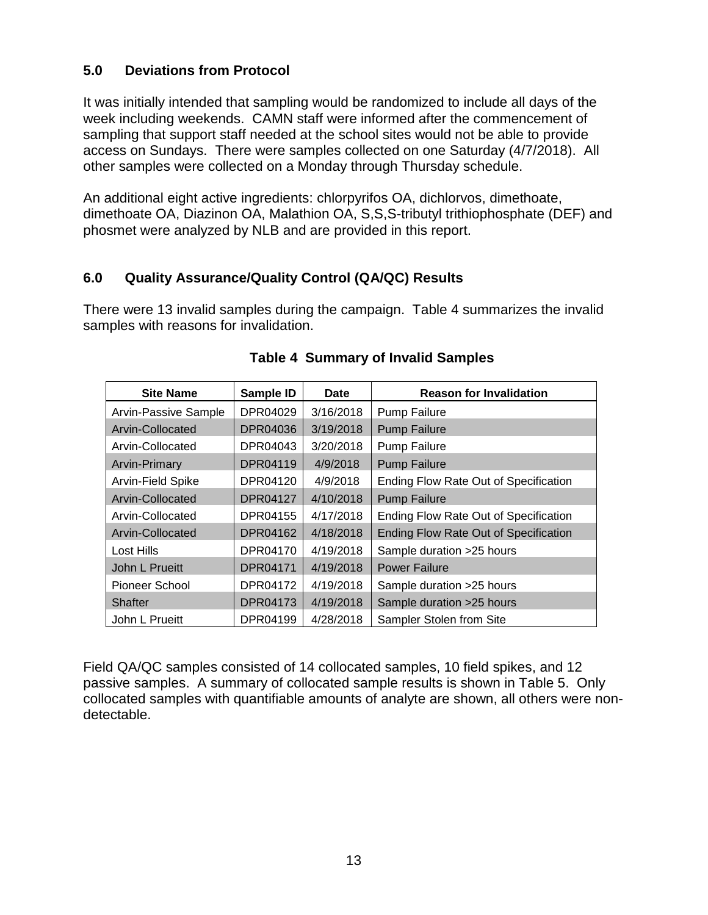## 5.0 Deviations from Protocol

It was initially intended that sampling would be randomized to include all days of the week including weekends. CAMN staff were informed after the commencement of sampling that support staff needed at the school sites would not be able to provide access on Sundays. There were samples collected on one Saturday (4/7/2018). All other samples were collected on a Monday through Thursday schedule.

An additional eight active ingredients: chlorpyrifos OA, dichlorvos, dimethoate, dimethoate OA, Diazinon OA, Malathion OA, S,S,S-tributyl trithiophosphate (DEF) and phosmet were analyzed by NLB and are provided in this report.

## 6.0 Quality Assurance/Quality Control (QA/QC) Results

There were 13 invalid samples during the campaign. Table 4 summarizes the invalid samples with reasons for invalidation.

**Table 4 Summary of Invalid Samples**

| Site Name | Sample ID | Date | Reason for Invalidation |
|---|---|---|---|
| Arvin-Passive Sample | DPR04029 | 3/16/2018 | Pump Failure |
| Arvin-Collocated | DPR04036 | 3/19/2018 | Pump Failure |
| Arvin-Collocated | DPR04043 | 3/20/2018 | Pump Failure |
| Arvin-Primary | DPR04119 | 4/9/2018 | Pump Failure |
| Arvin-Field Spike | DPR04120 | 4/9/2018 | Ending Flow Rate Out of Specification |
| Arvin-Collocated | DPR04127 | 4/10/2018 | Pump Failure |
| Arvin-Collocated | DPR04155 | 4/17/2018 | Ending Flow Rate Out of Specification |
| Arvin-Collocated | DPR04162 | 4/18/2018 | Ending Flow Rate Out of Specification |
| Lost Hills | DPR04170 | 4/19/2018 | Sample duration >25 hours |
| John L Prueitt | DPR04171 | 4/19/2018 | Power Failure |
| Pioneer School | DPR04172 | 4/19/2018 | Sample duration >25 hours |
| Shafter | DPR04173 | 4/19/2018 | Sample duration >25 hours |
| John L Prueitt | DPR04199 | 4/28/2018 | Sampler Stolen from Site |

Field QA/QC samples consisted of 14 collocated samples, 10 field spikes, and 12 passive samples. A summary of collocated sample results is shown in Table 5. Only collocated samples with quantifiable amounts of analyte are shown, all others were non-detectable.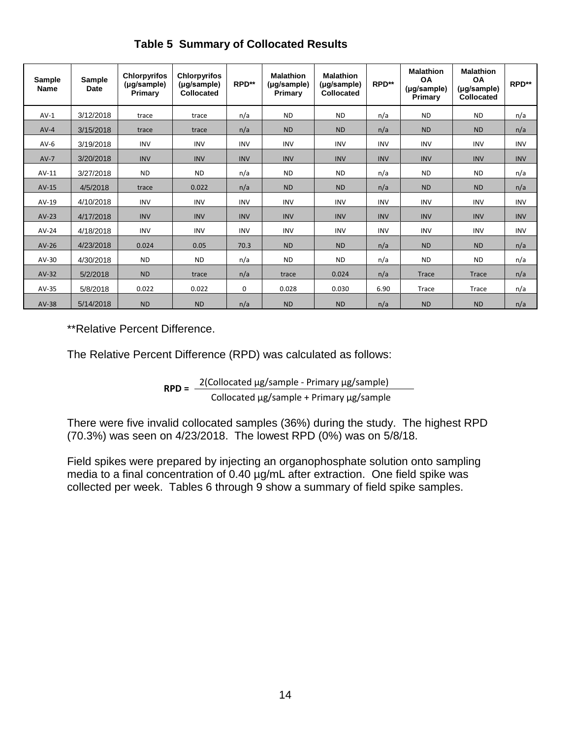**Table 5 Summary of Collocated Results**

| Sample Name | Sample Date | Chlorpyrifos (µg/sample) Primary | Chlorpyrifos (µg/sample) Collocated | RPD** | Malathion (µg/sample) Primary | Malathion (µg/sample) Collocated | RPD** | Malathion OA (µg/sample) Primary | Malathion OA (µg/sample) Collocated | RPD** |
|---|---|---|---|---|---|---|---|---|---|---|
| AV-1 | 3/12/2018 | trace | trace | n/a | ND | ND | n/a | ND | ND | n/a |
| AV-4 | 3/15/2018 | trace | trace | n/a | ND | ND | n/a | ND | ND | n/a |
| AV-6 | 3/19/2018 | INV | INV | INV | INV | INV | INV | INV | INV | INV |
| AV-7 | 3/20/2018 | INV | INV | INV | INV | INV | INV | INV | INV | INV |
| AV-11 | 3/27/2018 | ND | ND | n/a | ND | ND | n/a | ND | ND | n/a |
| AV-15 | 4/5/2018 | trace | 0.022 | n/a | ND | ND | n/a | ND | ND | n/a |
| AV-19 | 4/10/2018 | INV | INV | INV | INV | INV | INV | INV | INV | INV |
| AV-23 | 4/17/2018 | INV | INV | INV | INV | INV | INV | INV | INV | INV |
| AV-24 | 4/18/2018 | INV | INV | INV | INV | INV | INV | INV | INV | INV |
| AV-26 | 4/23/2018 | 0.024 | 0.05 | 70.3 | ND | ND | n/a | ND | ND | n/a |
| AV-30 | 4/30/2018 | ND | ND | n/a | ND | ND | n/a | ND | ND | n/a |
| AV-32 | 5/2/2018 | ND | trace | n/a | trace | 0.024 | n/a | Trace | Trace | n/a |
| AV-35 | 5/8/2018 | 0.022 | 0.022 | 0 | 0.028 | 0.030 | 6.90 | Trace | Trace | n/a |
| AV-38 | 5/14/2018 | ND | ND | n/a | ND | ND | n/a | ND | ND | n/a |

**Relative Percent Difference.

The Relative Percent Difference (RPD) was calculated as follows:

$$\textbf{RPD} = \frac{2(\text{Collocated µg/sample - Primary µg/sample})}{\text{Collocated µg/sample + Primary µg/sample}}$$

There were five invalid collocated samples (36%) during the study. The highest RPD (70.3%) was seen on 4/23/2018. The lowest RPD (0%) was on 5/8/18.

Field spikes were prepared by injecting an organophosphate solution onto sampling media to a final concentration of 0.40 µg/mL after extraction. One field spike was collected per week. Tables 6 through 9 show a summary of field spike samples.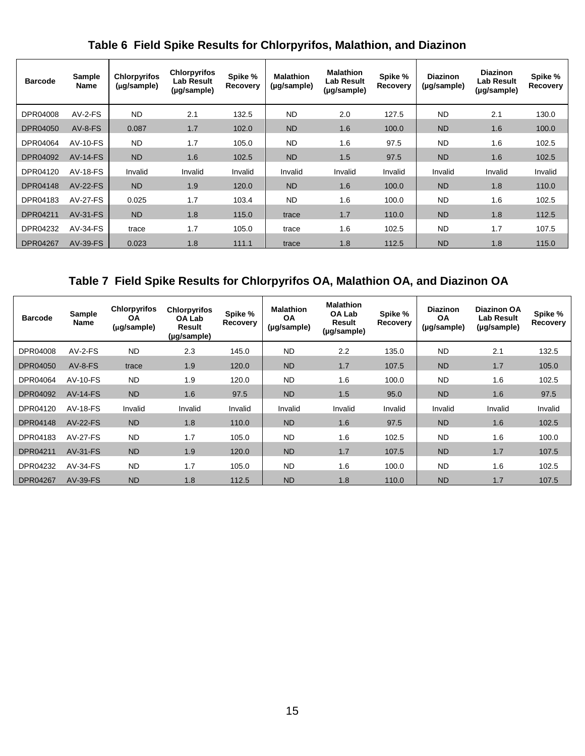## Table 6 Field Spike Results for Chlorpyrifos, Malathion, and Diazinon

| Barcode | Sample Name | Chlorpyrifos (µg/sample) | Chlorpyrifos Lab Result (µg/sample) | Spike % Recovery | Malathion (µg/sample) | Malathion Lab Result (µg/sample) | Spike % Recovery | Diazinon (µg/sample) | Diazinon Lab Result (µg/sample) | Spike % Recovery |
|---|---|---|---|---|---|---|---|---|---|---|
| DPR04008 | AV-2-FS | ND | 2.1 | 132.5 | ND | 2.0 | 127.5 | ND | 2.1 | 130.0 |
| DPR04050 | AV-8-FS | 0.087 | 1.7 | 102.0 | ND | 1.6 | 100.0 | ND | 1.6 | 100.0 |
| DPR04064 | AV-10-FS | ND | 1.7 | 105.0 | ND | 1.6 | 97.5 | ND | 1.6 | 102.5 |
| DPR04092 | AV-14-FS | ND | 1.6 | 102.5 | ND | 1.5 | 97.5 | ND | 1.6 | 102.5 |
| DPR04120 | AV-18-FS | Invalid | Invalid | Invalid | Invalid | Invalid | Invalid | Invalid | Invalid | Invalid |
| DPR04148 | AV-22-FS | ND | 1.9 | 120.0 | ND | 1.6 | 100.0 | ND | 1.8 | 110.0 |
| DPR04183 | AV-27-FS | 0.025 | 1.7 | 103.4 | ND | 1.6 | 100.0 | ND | 1.6 | 102.5 |
| DPR04211 | AV-31-FS | ND | 1.8 | 115.0 | trace | 1.7 | 110.0 | ND | 1.8 | 112.5 |
| DPR04232 | AV-34-FS | trace | 1.7 | 105.0 | trace | 1.6 | 102.5 | ND | 1.7 | 107.5 |
| DPR04267 | AV-39-FS | 0.023 | 1.8 | 111.1 | trace | 1.8 | 112.5 | ND | 1.8 | 115.0 |

## Table 7 Field Spike Results for Chlorpyrifos OA, Malathion OA, and Diazinon OA

| Barcode | Sample Name | Chlorpyrifos OA (µg/sample) | Chlorpyrifos OA Lab Result (µg/sample) | Spike % Recovery | Malathion OA (µg/sample) | Malathion OA Lab Result (µg/sample) | Spike % Recovery | Diazinon OA (µg/sample) | Diazinon OA Lab Result (µg/sample) | Spike % Recovery |
|---|---|---|---|---|---|---|---|---|---|---|
| DPR04008 | AV-2-FS | ND | 2.3 | 145.0 | ND | 2.2 | 135.0 | ND | 2.1 | 132.5 |
| DPR04050 | AV-8-FS | trace | 1.9 | 120.0 | ND | 1.7 | 107.5 | ND | 1.7 | 105.0 |
| DPR04064 | AV-10-FS | ND | 1.9 | 120.0 | ND | 1.6 | 100.0 | ND | 1.6 | 102.5 |
| DPR04092 | AV-14-FS | ND | 1.6 | 97.5 | ND | 1.5 | 95.0 | ND | 1.6 | 97.5 |
| DPR04120 | AV-18-FS | Invalid | Invalid | Invalid | Invalid | Invalid | Invalid | Invalid | Invalid | Invalid |
| DPR04148 | AV-22-FS | ND | 1.8 | 110.0 | ND | 1.6 | 97.5 | ND | 1.6 | 102.5 |
| DPR04183 | AV-27-FS | ND | 1.7 | 105.0 | ND | 1.6 | 102.5 | ND | 1.6 | 100.0 |
| DPR04211 | AV-31-FS | ND | 1.9 | 120.0 | ND | 1.7 | 107.5 | ND | 1.7 | 107.5 |
| DPR04232 | AV-34-FS | ND | 1.7 | 105.0 | ND | 1.6 | 100.0 | ND | 1.6 | 102.5 |
| DPR04267 | AV-39-FS | ND | 1.8 | 112.5 | ND | 1.8 | 110.0 | ND | 1.7 | 107.5 |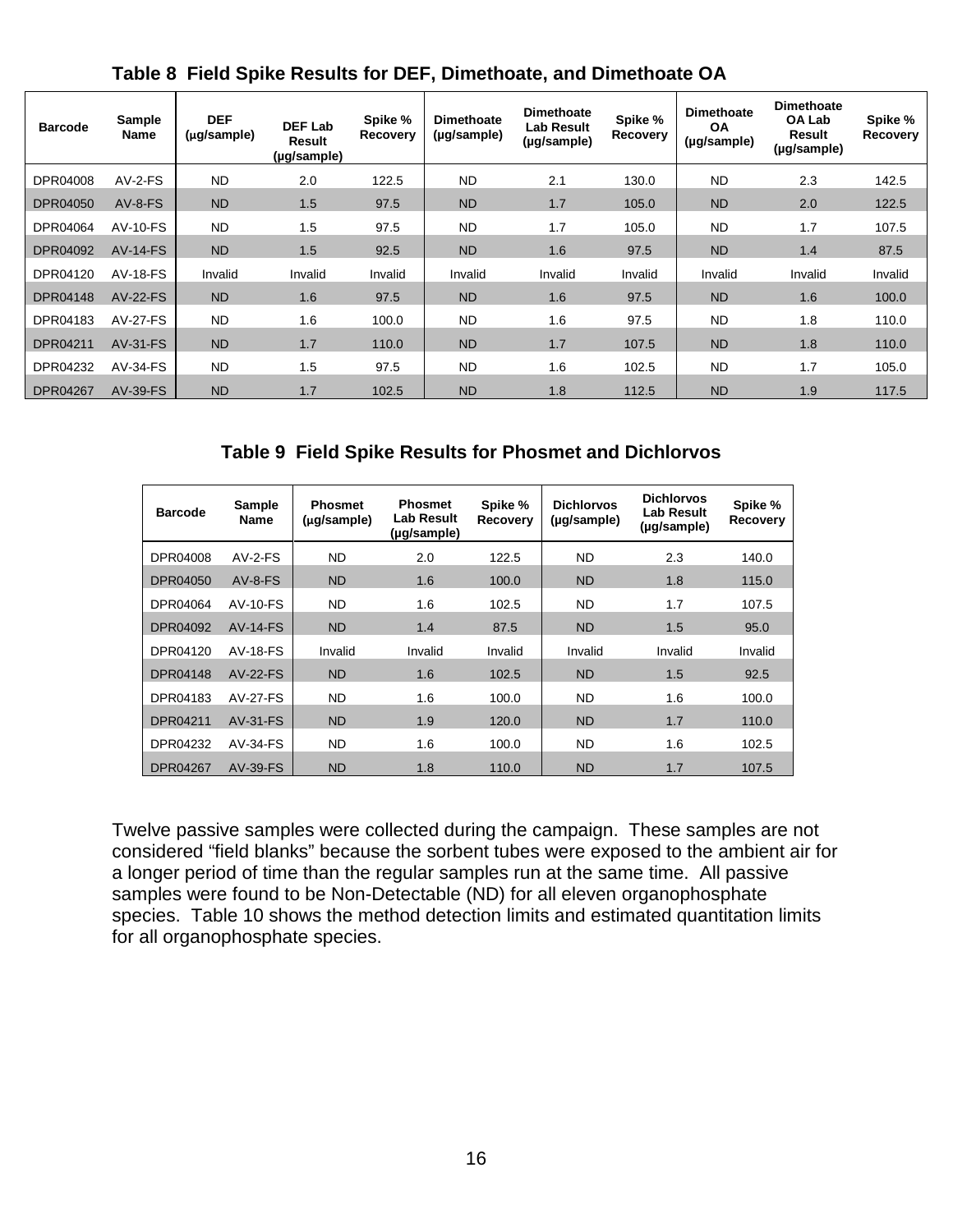**Table 8  Field Spike Results for DEF, Dimethoate, and Dimethoate OA**

| Barcode | Sample Name | DEF (µg/sample) | DEF Lab Result (µg/sample) | Spike % Recovery | Dimethoate (µg/sample) | Dimethoate Lab Result (µg/sample) | Spike % Recovery | Dimethoate OA (µg/sample) | Dimethoate OA Lab Result (µg/sample) | Spike % Recovery |
|---|---|---|---|---|---|---|---|---|---|---|
| DPR04008 | AV-2-FS | ND | 2.0 | 122.5 | ND | 2.1 | 130.0 | ND | 2.3 | 142.5 |
| DPR04050 | AV-8-FS | ND | 1.5 | 97.5 | ND | 1.7 | 105.0 | ND | 2.0 | 122.5 |
| DPR04064 | AV-10-FS | ND | 1.5 | 97.5 | ND | 1.7 | 105.0 | ND | 1.7 | 107.5 |
| DPR04092 | AV-14-FS | ND | 1.5 | 92.5 | ND | 1.6 | 97.5 | ND | 1.4 | 87.5 |
| DPR04120 | AV-18-FS | Invalid | Invalid | Invalid | Invalid | Invalid | Invalid | Invalid | Invalid | Invalid |
| DPR04148 | AV-22-FS | ND | 1.6 | 97.5 | ND | 1.6 | 97.5 | ND | 1.6 | 100.0 |
| DPR04183 | AV-27-FS | ND | 1.6 | 100.0 | ND | 1.6 | 97.5 | ND | 1.8 | 110.0 |
| DPR04211 | AV-31-FS | ND | 1.7 | 110.0 | ND | 1.7 | 107.5 | ND | 1.8 | 110.0 |
| DPR04232 | AV-34-FS | ND | 1.5 | 97.5 | ND | 1.6 | 102.5 | ND | 1.7 | 105.0 |
| DPR04267 | AV-39-FS | ND | 1.7 | 102.5 | ND | 1.8 | 112.5 | ND | 1.9 | 117.5 |

**Table 9  Field Spike Results for Phosmet and Dichlorvos**

| Barcode | Sample Name | Phosmet (µg/sample) | Phosmet Lab Result (µg/sample) | Spike % Recovery | Dichlorvos (µg/sample) | Dichlorvos Lab Result (µg/sample) | Spike % Recovery |
|---|---|---|---|---|---|---|---|
| DPR04008 | AV-2-FS | ND | 2.0 | 122.5 | ND | 2.3 | 140.0 |
| DPR04050 | AV-8-FS | ND | 1.6 | 100.0 | ND | 1.8 | 115.0 |
| DPR04064 | AV-10-FS | ND | 1.6 | 102.5 | ND | 1.7 | 107.5 |
| DPR04092 | AV-14-FS | ND | 1.4 | 87.5 | ND | 1.5 | 95.0 |
| DPR04120 | AV-18-FS | Invalid | Invalid | Invalid | Invalid | Invalid | Invalid |
| DPR04148 | AV-22-FS | ND | 1.6 | 102.5 | ND | 1.5 | 92.5 |
| DPR04183 | AV-27-FS | ND | 1.6 | 100.0 | ND | 1.6 | 100.0 |
| DPR04211 | AV-31-FS | ND | 1.9 | 120.0 | ND | 1.7 | 110.0 |
| DPR04232 | AV-34-FS | ND | 1.6 | 100.0 | ND | 1.6 | 102.5 |
| DPR04267 | AV-39-FS | ND | 1.8 | 110.0 | ND | 1.7 | 107.5 |

Twelve passive samples were collected during the campaign. These samples are not considered “field blanks” because the sorbent tubes were exposed to the ambient air for a longer period of time than the regular samples run at the same time. All passive samples were found to be Non-Detectable (ND) for all eleven organophosphate species. Table 10 shows the method detection limits and estimated quantitation limits for all organophosphate species.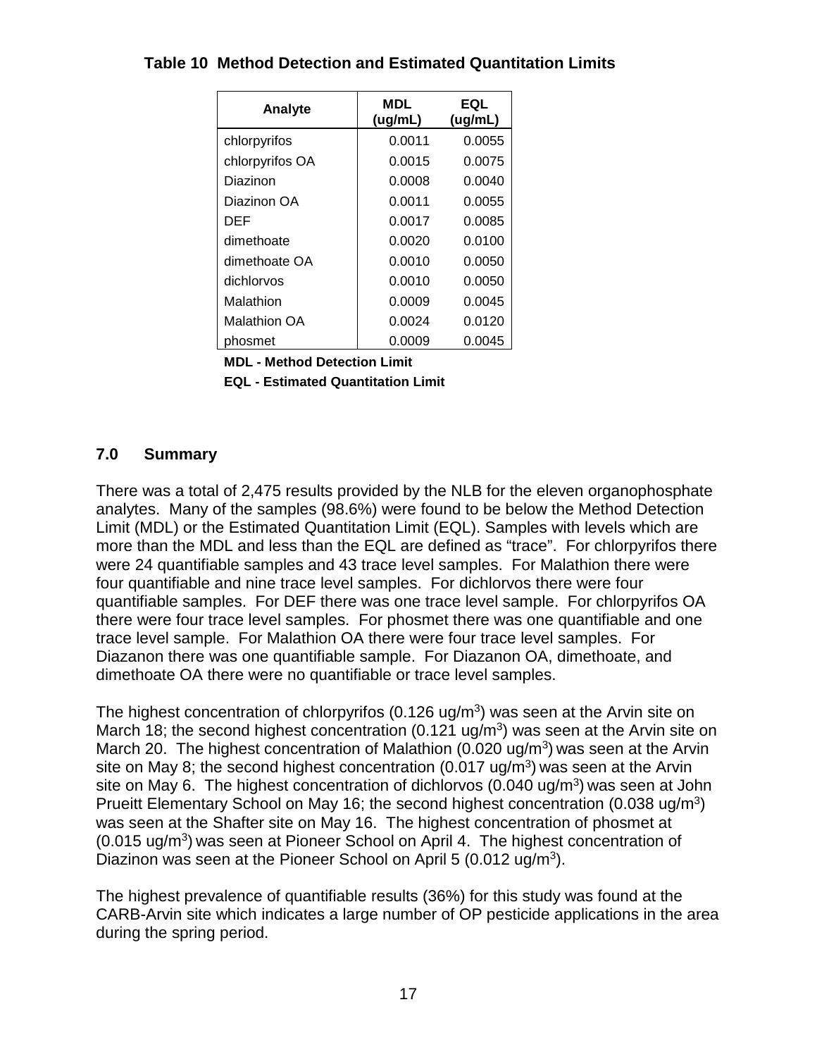**Table 10 Method Detection and Estimated Quantitation Limits**

| Analyte | MDL (ug/mL) | EQL (ug/mL) |
|---|---|---|
| chlorpyrifos | 0.0011 | 0.0055 |
| chlorpyrifos OA | 0.0015 | 0.0075 |
| Diazinon | 0.0008 | 0.0040 |
| Diazinon OA | 0.0011 | 0.0055 |
| DEF | 0.0017 | 0.0085 |
| dimethoate | 0.0020 | 0.0100 |
| dimethoate OA | 0.0010 | 0.0050 |
| dichlorvos | 0.0010 | 0.0050 |
| Malathion | 0.0009 | 0.0045 |
| Malathion OA | 0.0024 | 0.0120 |
| phosmet | 0.0009 | 0.0045 |

**MDL - Method Detection Limit**

**EQL - Estimated Quantitation Limit**

## 7.0 Summary

There was a total of 2,475 results provided by the NLB for the eleven organophosphate analytes. Many of the samples (98.6%) were found to be below the Method Detection Limit (MDL) or the Estimated Quantitation Limit (EQL). Samples with levels which are more than the MDL and less than the EQL are defined as "trace". For chlorpyrifos there were 24 quantifiable samples and 43 trace level samples. For Malathion there were four quantifiable and nine trace level samples. For dichlorvos there were four quantifiable samples. For DEF there was one trace level sample. For chlorpyrifos OA there were four trace level samples. For phosmet there was one quantifiable and one trace level sample. For Malathion OA there were four trace level samples. For Diazanon there was one quantifiable sample. For Diazanon OA, dimethoate, and dimethoate OA there were no quantifiable or trace level samples.

The highest concentration of chlorpyrifos (0.126 ug/m$^3$) was seen at the Arvin site on March 18; the second highest concentration (0.121 ug/m$^3$) was seen at the Arvin site on March 20. The highest concentration of Malathion (0.020 ug/m$^3$) was seen at the Arvin site on May 8; the second highest concentration (0.017 ug/m$^3$) was seen at the Arvin site on May 6. The highest concentration of dichlorvos (0.040 ug/m$^3$) was seen at John Prueitt Elementary School on May 16; the second highest concentration (0.038 ug/m$^3$) was seen at the Shafter site on May 16. The highest concentration of phosmet at (0.015 ug/m$^3$) was seen at Pioneer School on April 4. The highest concentration of Diazinon was seen at the Pioneer School on April 5 (0.012 ug/m$^3$).

The highest prevalence of quantifiable results (36%) for this study was found at the CARB-Arvin site which indicates a large number of OP pesticide applications in the area during the spring period.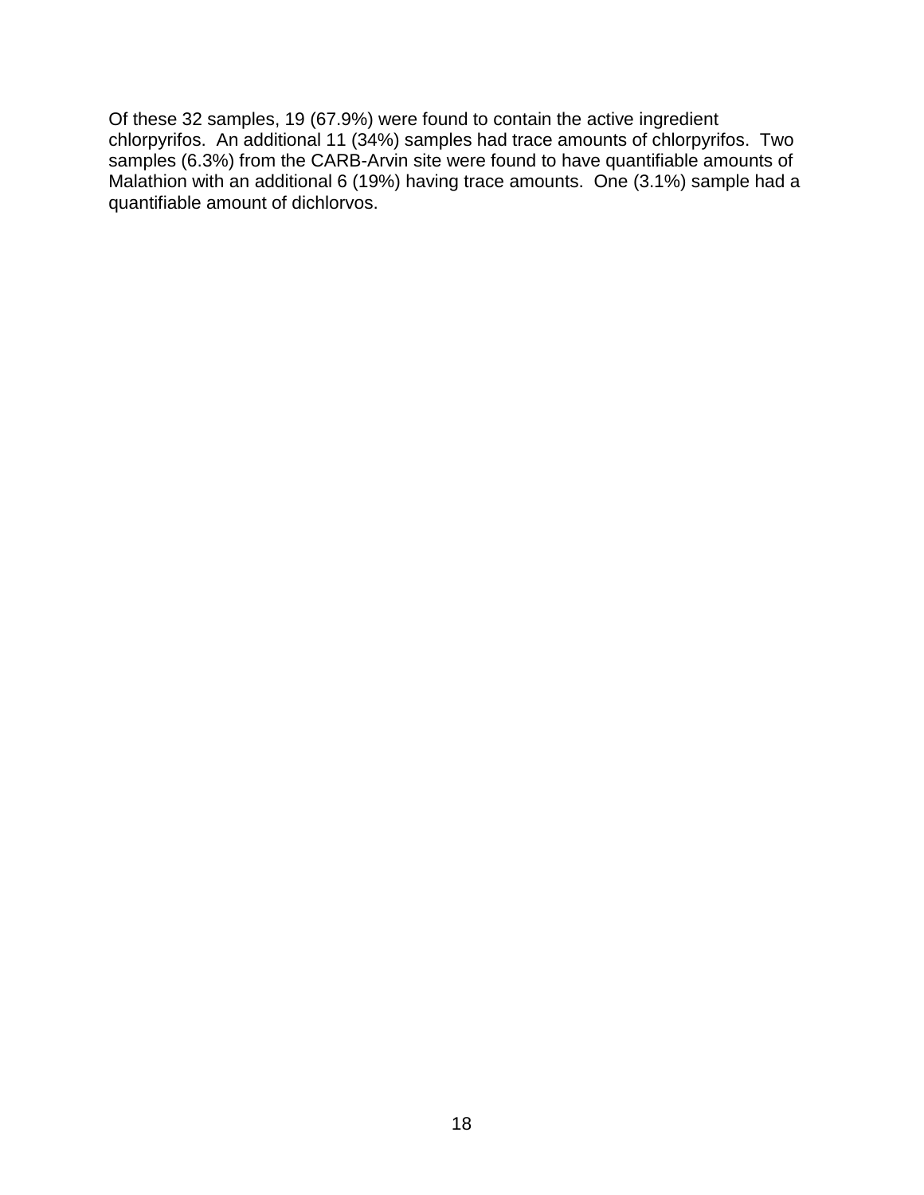Of these 32 samples, 19 (67.9%) were found to contain the active ingredient chlorpyrifos. An additional 11 (34%) samples had trace amounts of chlorpyrifos. Two samples (6.3%) from the CARB-Arvin site were found to have quantifiable amounts of Malathion with an additional 6 (19%) having trace amounts. One (3.1%) sample had a quantifiable amount of dichlorvos.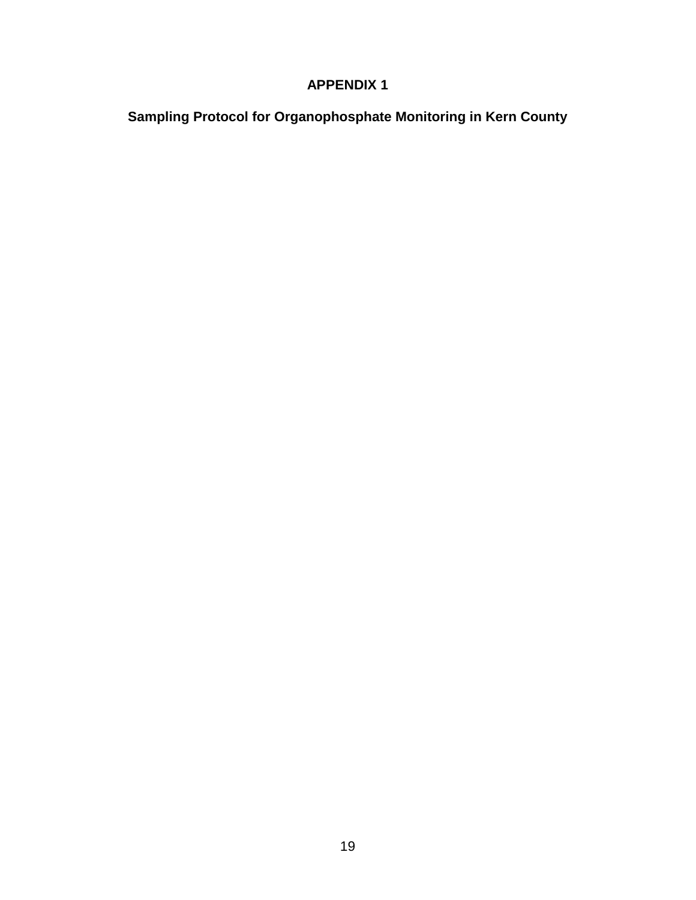# APPENDIX 1

## Sampling Protocol for Organophosphate Monitoring in Kern County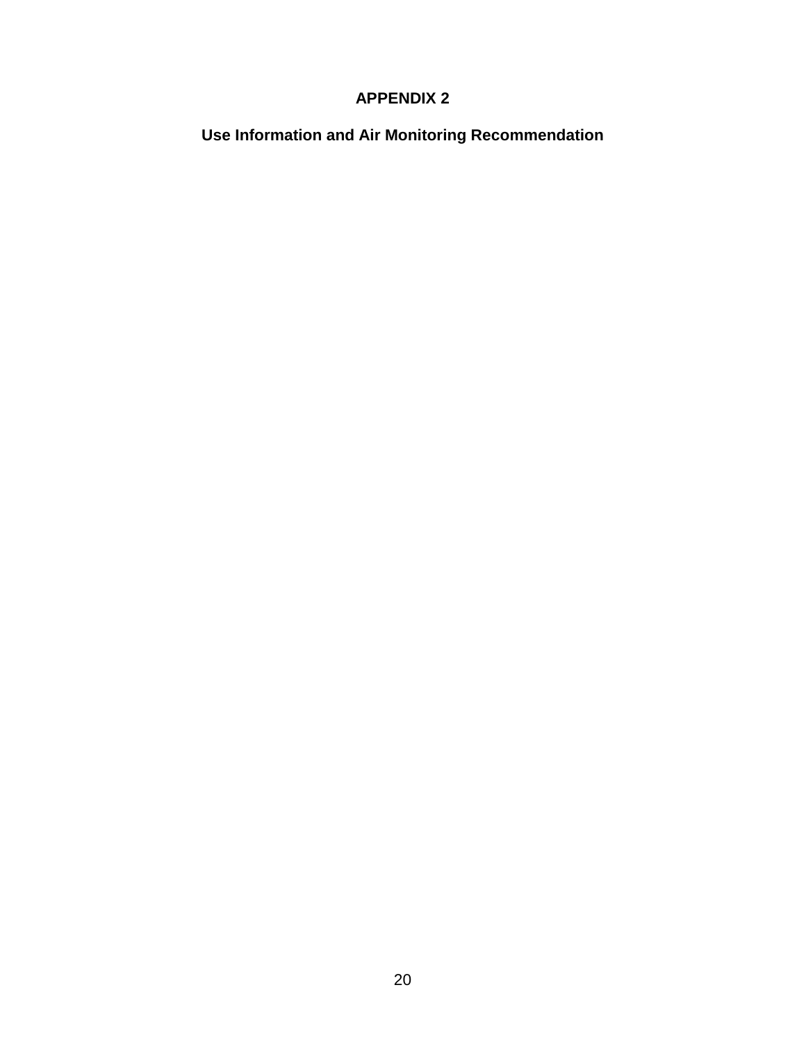# APPENDIX 2

## Use Information and Air Monitoring Recommendation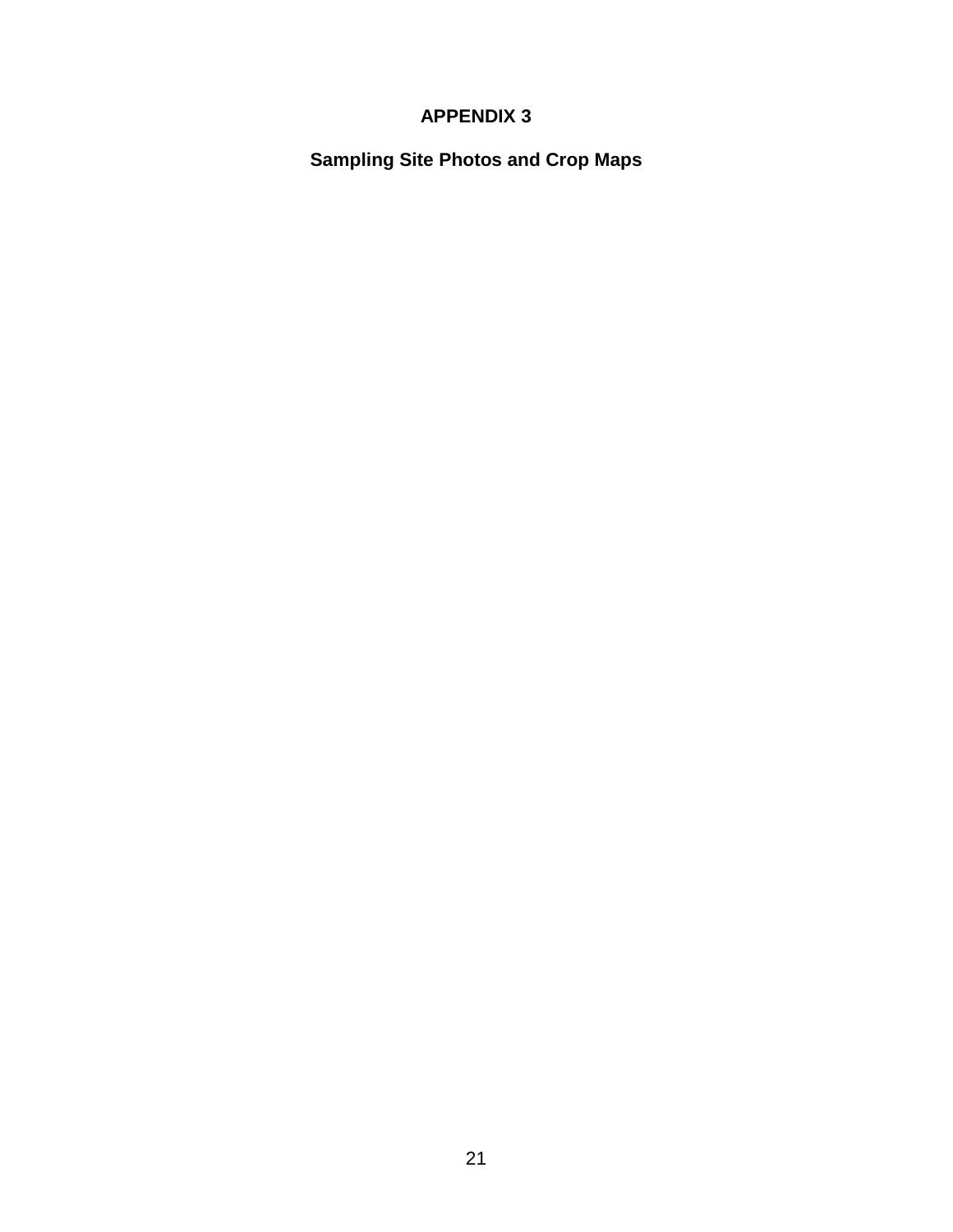# APPENDIX 3

## Sampling Site Photos and Crop Maps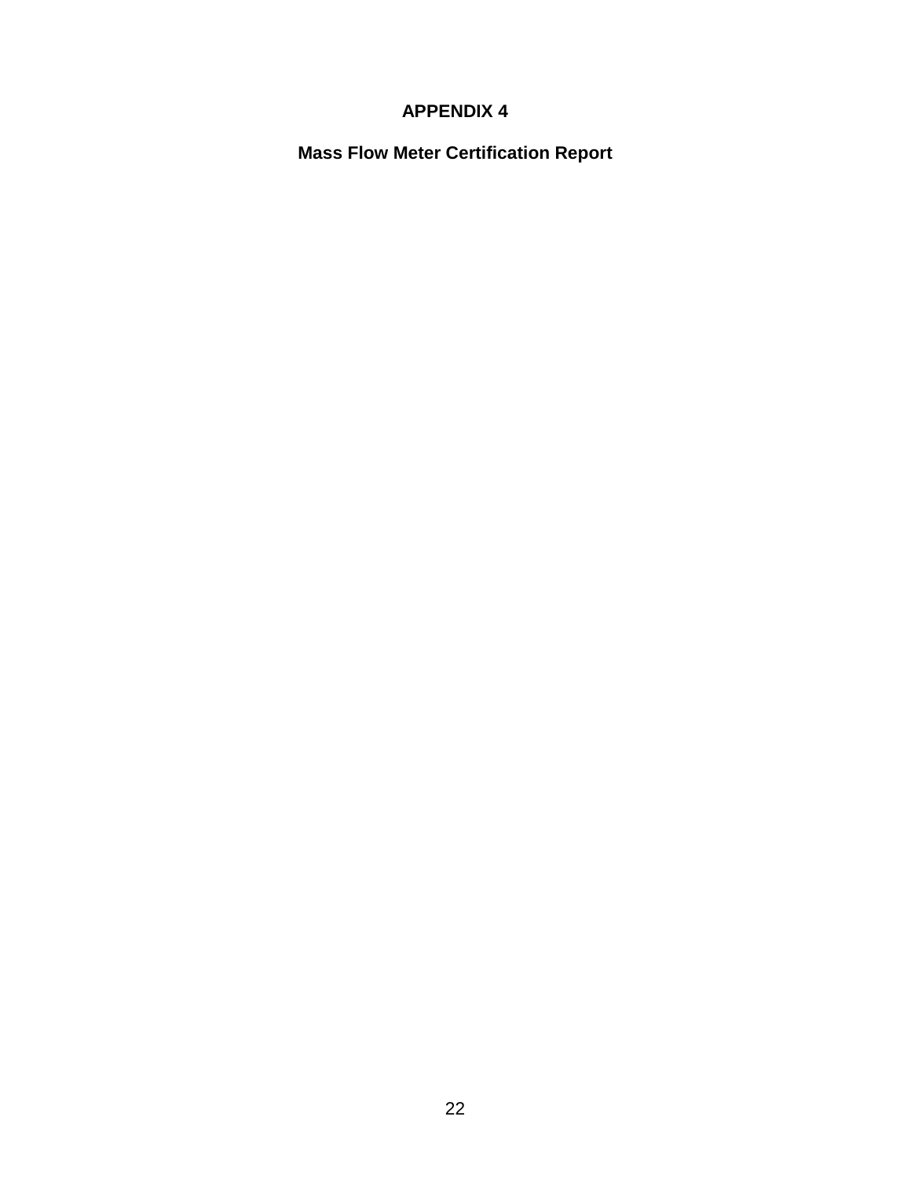# APPENDIX 4

## Mass Flow Meter Certification Report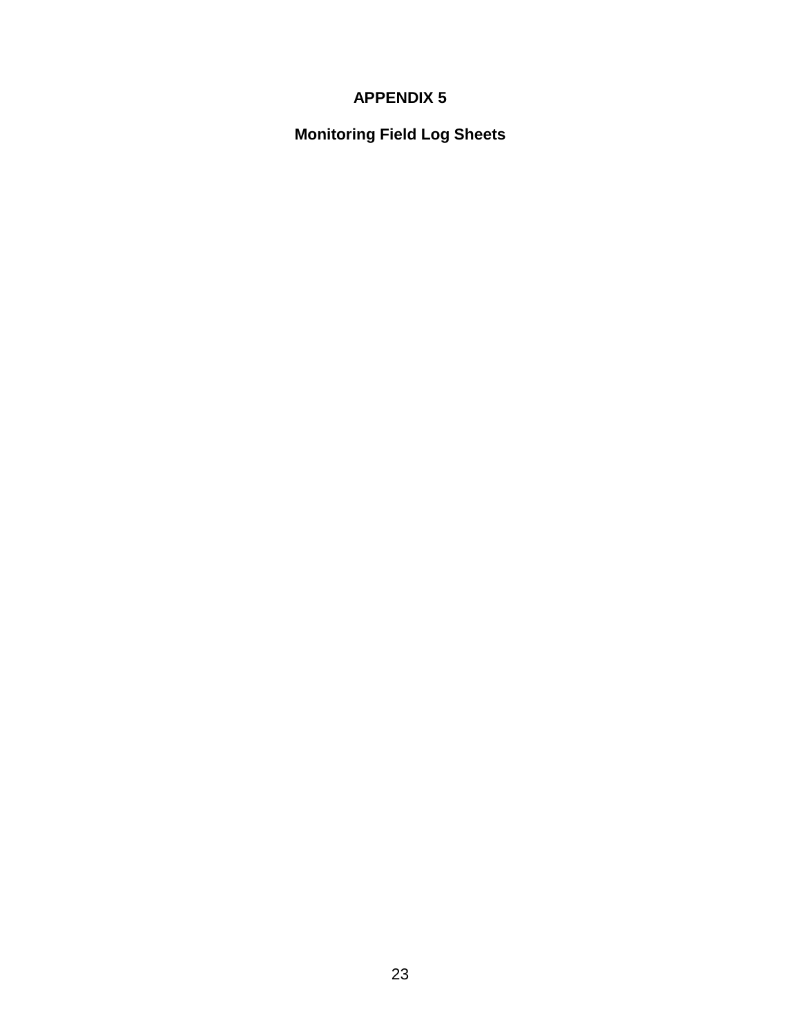# APPENDIX 5

## Monitoring Field Log Sheets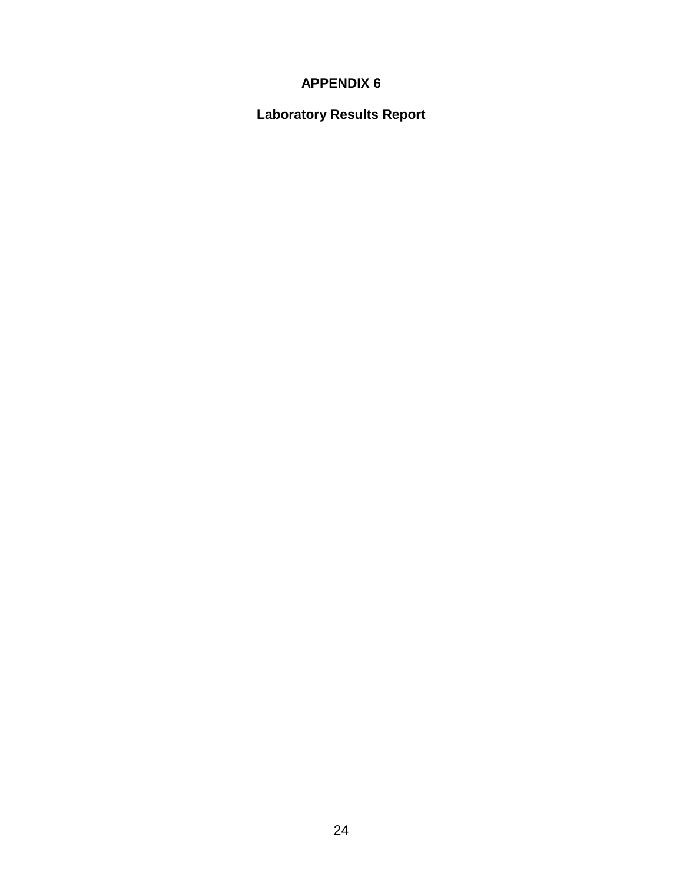# APPENDIX 6

## Laboratory Results Report